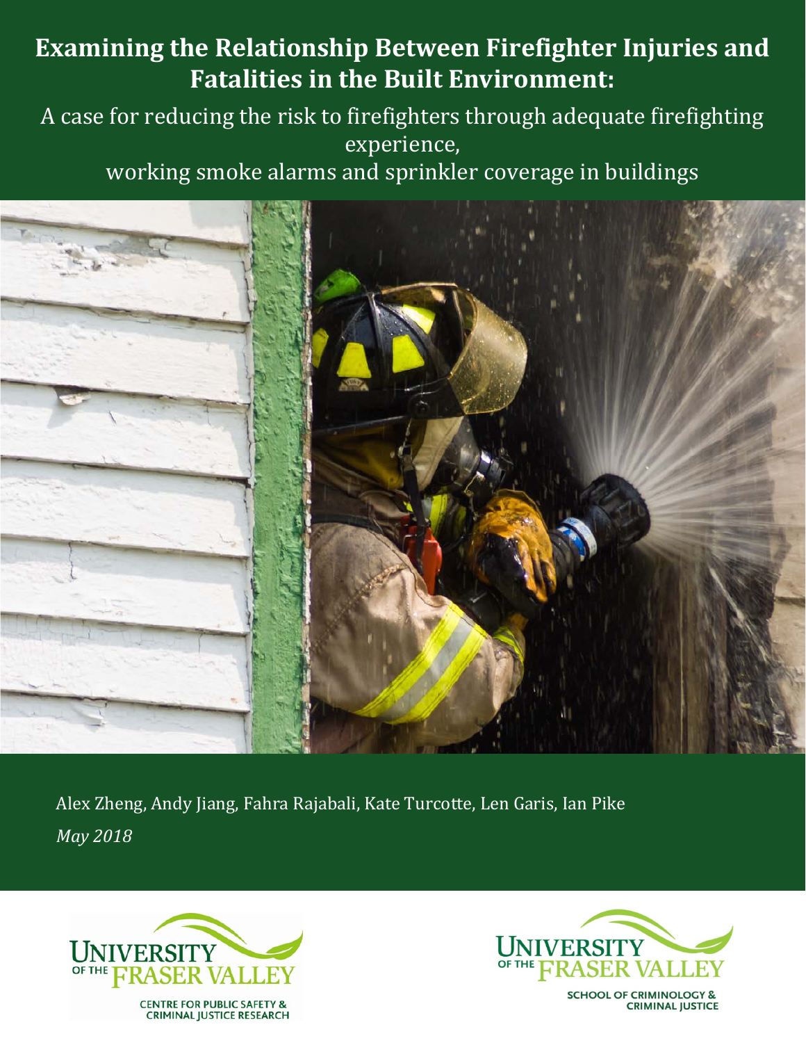# Examining the Relationship Between Firefighter Injuries and Fatalities in the Built Environment:

A case for reducing the risk to firefighters through adequate firefighting experience,
working smoke alarms and sprinkler coverage in buildings

Alex Zheng, Andy Jiang, Fahra Rajabali, Kate Turcotte, Len Garis, Ian Pike

*May 2018*

University of the Fraser Valley
Centre for Public Safety & Criminal Justice Research

University of the Fraser Valley
School of Criminology & Criminal Justice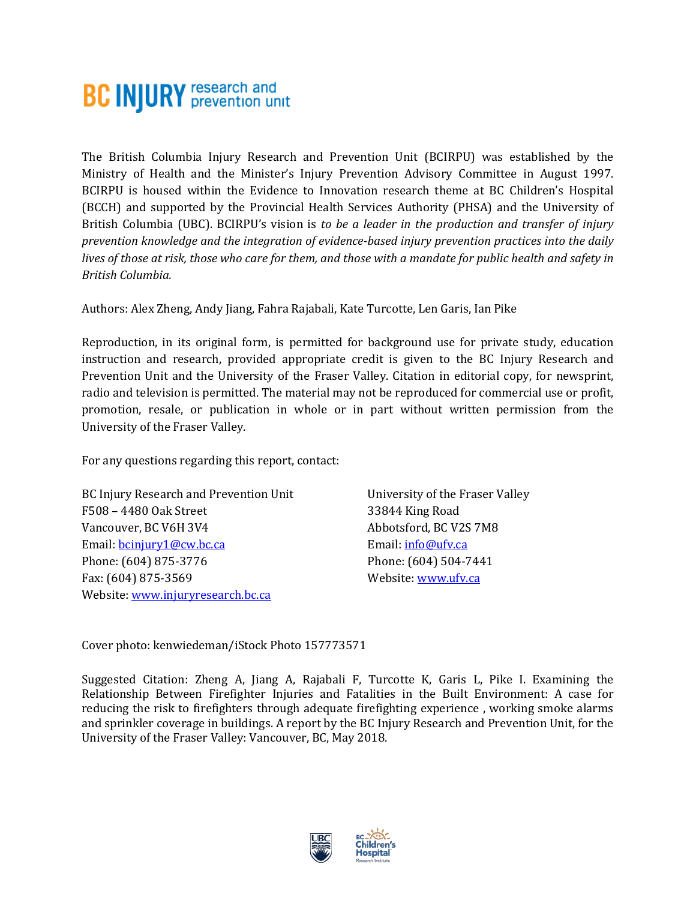**BC INJURY** research and prevention unit

The British Columbia Injury Research and Prevention Unit (BCIRPU) was established by the Ministry of Health and the Minister's Injury Prevention Advisory Committee in August 1997. BCIRPU is housed within the Evidence to Innovation research theme at BC Children's Hospital (BCCH) and supported by the Provincial Health Services Authority (PHSA) and the University of British Columbia (UBC). BCIRPU's vision is *to be a leader in the production and transfer of injury prevention knowledge and the integration of evidence-based injury prevention practices into the daily lives of those at risk, those who care for them, and those with a mandate for public health and safety in British Columbia.*

Authors: Alex Zheng, Andy Jiang, Fahra Rajabali, Kate Turcotte, Len Garis, Ian Pike

Reproduction, in its original form, is permitted for background use for private study, education instruction and research, provided appropriate credit is given to the BC Injury Research and Prevention Unit and the University of the Fraser Valley. Citation in editorial copy, for newsprint, radio and television is permitted. The material may not be reproduced for commercial use or profit, promotion, resale, or publication in whole or in part without written permission from the University of the Fraser Valley.

For any questions regarding this report, contact:

BC Injury Research and Prevention Unit
F508 – 4480 Oak Street
Vancouver, BC V6H 3V4
Email: bcinjury1@cw.bc.ca
Phone: (604) 875-3776
Fax: (604) 875-3569
Website: www.injuryresearch.bc.ca

University of the Fraser Valley
33844 King Road
Abbotsford, BC V2S 7M8
Email: info@ufv.ca
Phone: (604) 504-7441
Website: www.ufv.ca

Cover photo: kenwiedeman/iStock Photo 157773571

Suggested Citation: Zheng A, Jiang A, Rajabali F, Turcotte K, Garis L, Pike I. Examining the Relationship Between Firefighter Injuries and Fatalities in the Built Environment: A case for reducing the risk to firefighters through adequate firefighting experience , working smoke alarms and sprinkler coverage in buildings. A report by the BC Injury Research and Prevention Unit, for the University of the Fraser Valley: Vancouver, BC, May 2018.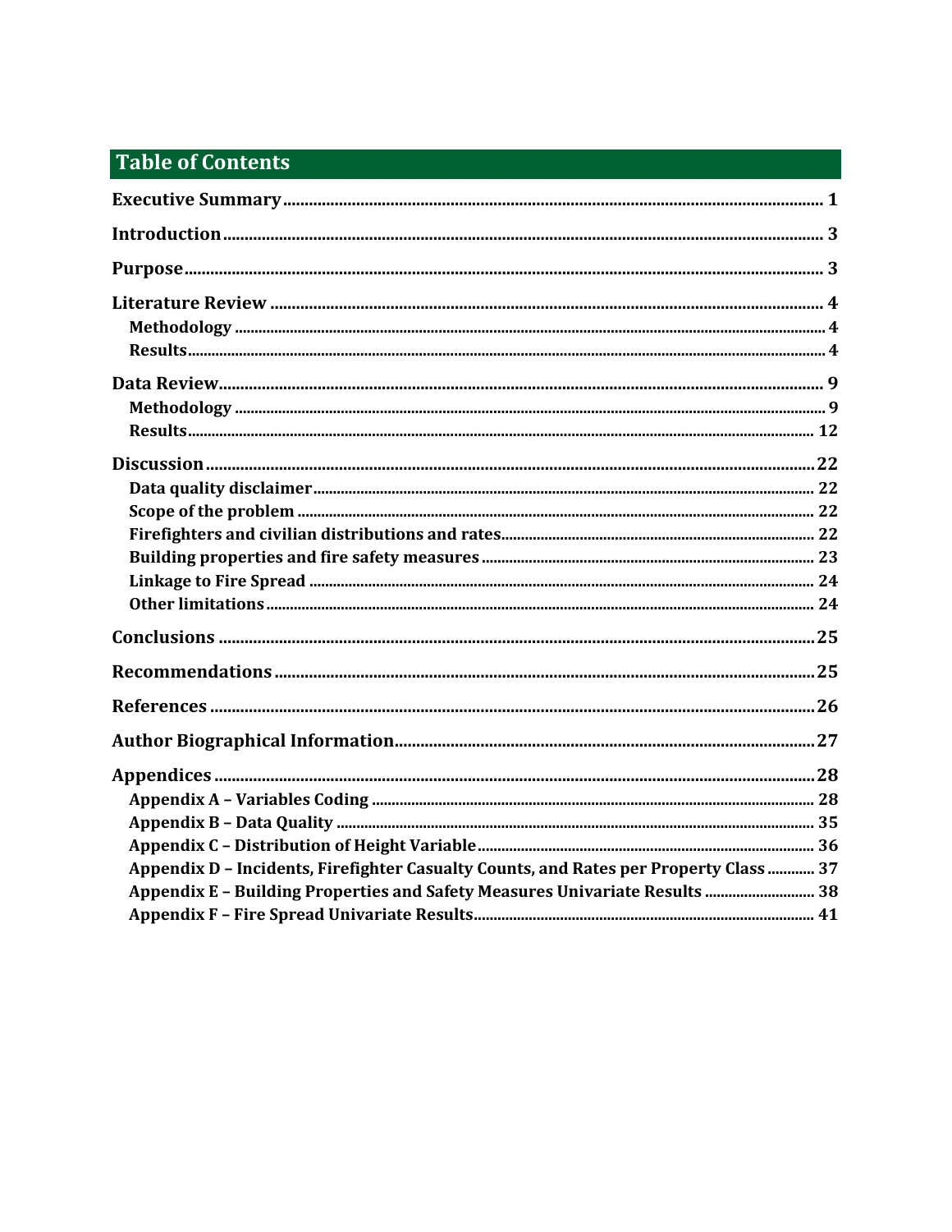# Table of Contents

**Executive Summary** ..... 1

**Introduction** ..... 3

**Purpose** ..... 3

**Literature Review** ..... 4
- **Methodology** ..... 4
- **Results** ..... 4

**Data Review** ..... 9
- **Methodology** ..... 9
- **Results** ..... 12

**Discussion** ..... 22
- **Data quality disclaimer** ..... 22
- **Scope of the problem** ..... 22
- **Firefighters and civilian distributions and rates** ..... 22
- **Building properties and fire safety measures** ..... 23
- **Linkage to Fire Spread** ..... 24
- **Other limitations** ..... 24

**Conclusions** ..... 25

**Recommendations** ..... 25

**References** ..... 26

**Author Biographical Information** ..... 27

**Appendices** ..... 28
- **Appendix A – Variables Coding** ..... 28
- **Appendix B – Data Quality** ..... 35
- **Appendix C – Distribution of Height Variable** ..... 36
- **Appendix D – Incidents, Firefighter Casualty Counts, and Rates per Property Class** ..... 37
- **Appendix E – Building Properties and Safety Measures Univariate Results** ..... 38
- **Appendix F – Fire Spread Univariate Results** ..... 41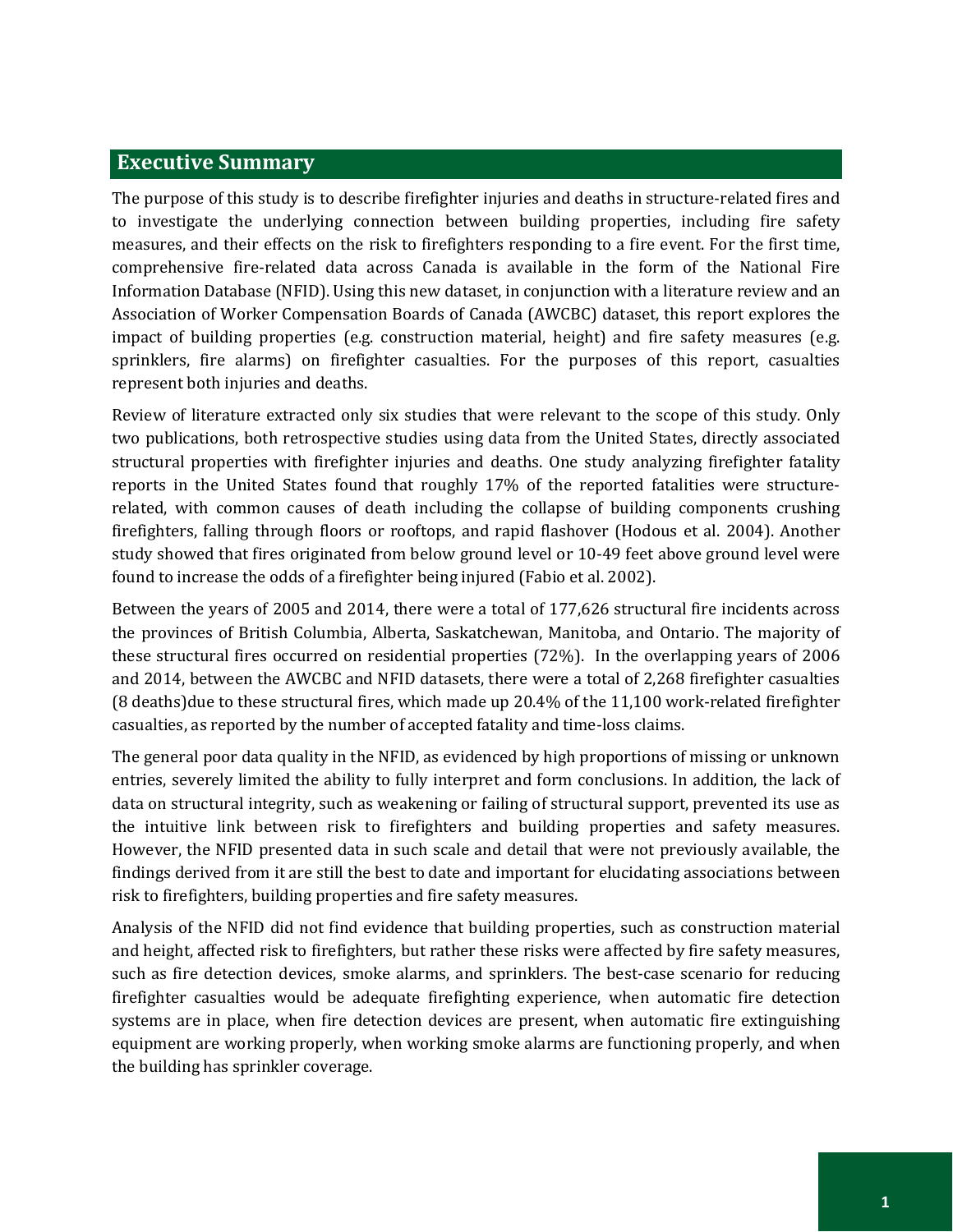## Executive Summary

The purpose of this study is to describe firefighter injuries and deaths in structure-related fires and to investigate the underlying connection between building properties, including fire safety measures, and their effects on the risk to firefighters responding to a fire event. For the first time, comprehensive fire-related data across Canada is available in the form of the National Fire Information Database (NFID). Using this new dataset, in conjunction with a literature review and an Association of Worker Compensation Boards of Canada (AWCBC) dataset, this report explores the impact of building properties (e.g. construction material, height) and fire safety measures (e.g. sprinklers, fire alarms) on firefighter casualties. For the purposes of this report, casualties represent both injuries and deaths.

Review of literature extracted only six studies that were relevant to the scope of this study. Only two publications, both retrospective studies using data from the United States, directly associated structural properties with firefighter injuries and deaths. One study analyzing firefighter fatality reports in the United States found that roughly 17% of the reported fatalities were structure-related, with common causes of death including the collapse of building components crushing firefighters, falling through floors or rooftops, and rapid flashover (Hodous et al. 2004). Another study showed that fires originated from below ground level or 10-49 feet above ground level were found to increase the odds of a firefighter being injured (Fabio et al. 2002).

Between the years of 2005 and 2014, there were a total of 177,626 structural fire incidents across the provinces of British Columbia, Alberta, Saskatchewan, Manitoba, and Ontario. The majority of these structural fires occurred on residential properties (72%). In the overlapping years of 2006 and 2014, between the AWCBC and NFID datasets, there were a total of 2,268 firefighter casualties (8 deaths)due to these structural fires, which made up 20.4% of the 11,100 work-related firefighter casualties, as reported by the number of accepted fatality and time-loss claims.

The general poor data quality in the NFID, as evidenced by high proportions of missing or unknown entries, severely limited the ability to fully interpret and form conclusions. In addition, the lack of data on structural integrity, such as weakening or failing of structural support, prevented its use as the intuitive link between risk to firefighters and building properties and safety measures. However, the NFID presented data in such scale and detail that were not previously available, the findings derived from it are still the best to date and important for elucidating associations between risk to firefighters, building properties and fire safety measures.

Analysis of the NFID did not find evidence that building properties, such as construction material and height, affected risk to firefighters, but rather these risks were affected by fire safety measures, such as fire detection devices, smoke alarms, and sprinklers. The best-case scenario for reducing firefighter casualties would be adequate firefighting experience, when automatic fire detection systems are in place, when fire detection devices are present, when automatic fire extinguishing equipment are working properly, when working smoke alarms are functioning properly, and when the building has sprinkler coverage.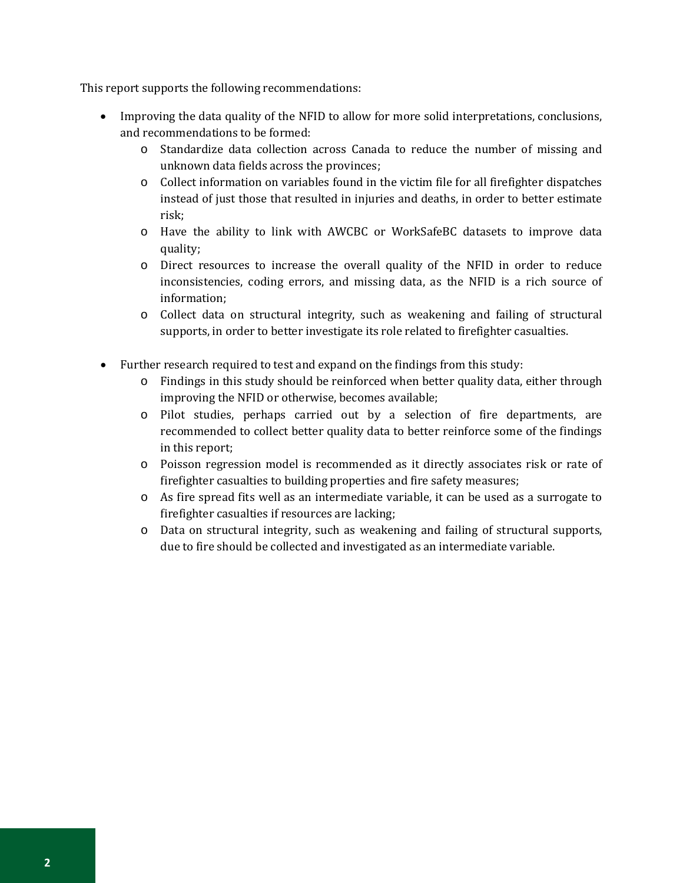This report supports the following recommendations:

- Improving the data quality of the NFID to allow for more solid interpretations, conclusions, and recommendations to be formed:
  - Standardize data collection across Canada to reduce the number of missing and unknown data fields across the provinces;
  - Collect information on variables found in the victim file for all firefighter dispatches instead of just those that resulted in injuries and deaths, in order to better estimate risk;
  - Have the ability to link with AWCBC or WorkSafeBC datasets to improve data quality;
  - Direct resources to increase the overall quality of the NFID in order to reduce inconsistencies, coding errors, and missing data, as the NFID is a rich source of information;
  - Collect data on structural integrity, such as weakening and failing of structural supports, in order to better investigate its role related to firefighter casualties.

- Further research required to test and expand on the findings from this study:
  - Findings in this study should be reinforced when better quality data, either through improving the NFID or otherwise, becomes available;
  - Pilot studies, perhaps carried out by a selection of fire departments, are recommended to collect better quality data to better reinforce some of the findings in this report;
  - Poisson regression model is recommended as it directly associates risk or rate of firefighter casualties to building properties and fire safety measures;
  - As fire spread fits well as an intermediate variable, it can be used as a surrogate to firefighter casualties if resources are lacking;
  - Data on structural integrity, such as weakening and failing of structural supports, due to fire should be collected and investigated as an intermediate variable.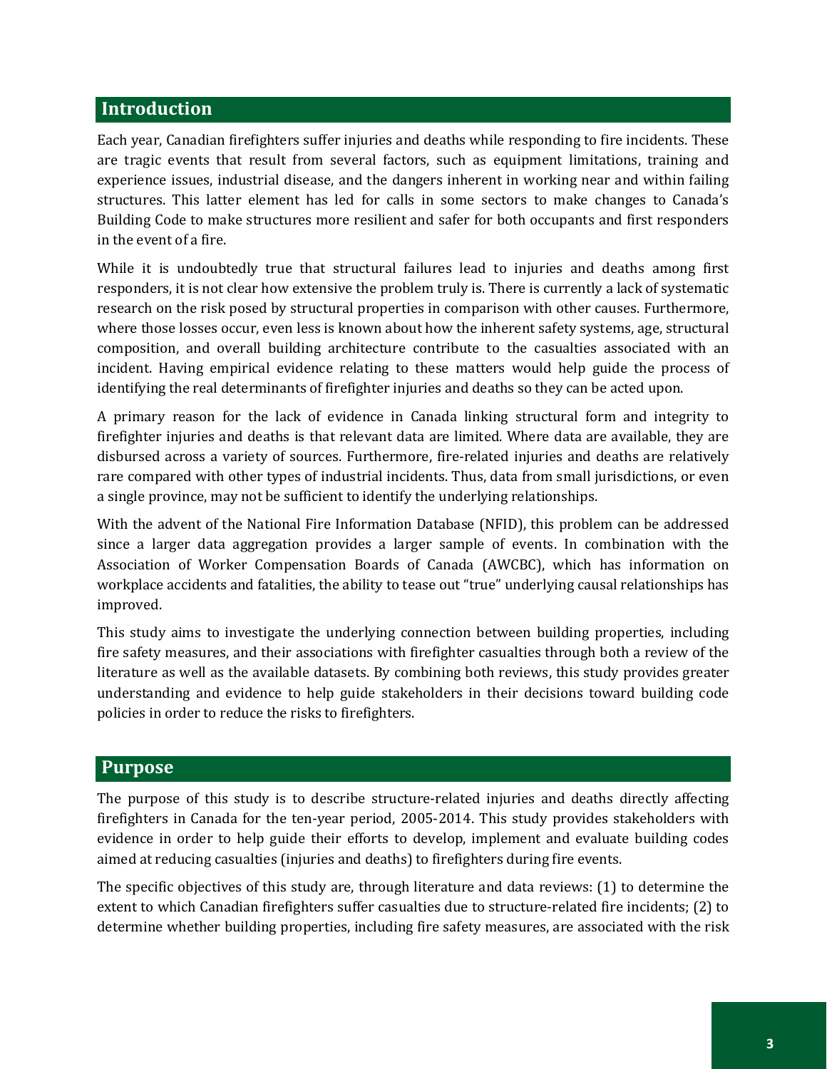## Introduction

Each year, Canadian firefighters suffer injuries and deaths while responding to fire incidents. These are tragic events that result from several factors, such as equipment limitations, training and experience issues, industrial disease, and the dangers inherent in working near and within failing structures. This latter element has led for calls in some sectors to make changes to Canada's Building Code to make structures more resilient and safer for both occupants and first responders in the event of a fire.

While it is undoubtedly true that structural failures lead to injuries and deaths among first responders, it is not clear how extensive the problem truly is. There is currently a lack of systematic research on the risk posed by structural properties in comparison with other causes. Furthermore, where those losses occur, even less is known about how the inherent safety systems, age, structural composition, and overall building architecture contribute to the casualties associated with an incident. Having empirical evidence relating to these matters would help guide the process of identifying the real determinants of firefighter injuries and deaths so they can be acted upon.

A primary reason for the lack of evidence in Canada linking structural form and integrity to firefighter injuries and deaths is that relevant data are limited. Where data are available, they are disbursed across a variety of sources. Furthermore, fire-related injuries and deaths are relatively rare compared with other types of industrial incidents. Thus, data from small jurisdictions, or even a single province, may not be sufficient to identify the underlying relationships.

With the advent of the National Fire Information Database (NFID), this problem can be addressed since a larger data aggregation provides a larger sample of events. In combination with the Association of Worker Compensation Boards of Canada (AWCBC), which has information on workplace accidents and fatalities, the ability to tease out "true" underlying causal relationships has improved.

This study aims to investigate the underlying connection between building properties, including fire safety measures, and their associations with firefighter casualties through both a review of the literature as well as the available datasets. By combining both reviews, this study provides greater understanding and evidence to help guide stakeholders in their decisions toward building code policies in order to reduce the risks to firefighters.

## Purpose

The purpose of this study is to describe structure-related injuries and deaths directly affecting firefighters in Canada for the ten-year period, 2005-2014. This study provides stakeholders with evidence in order to help guide their efforts to develop, implement and evaluate building codes aimed at reducing casualties (injuries and deaths) to firefighters during fire events.

The specific objectives of this study are, through literature and data reviews: (1) to determine the extent to which Canadian firefighters suffer casualties due to structure-related fire incidents; (2) to determine whether building properties, including fire safety measures, are associated with the risk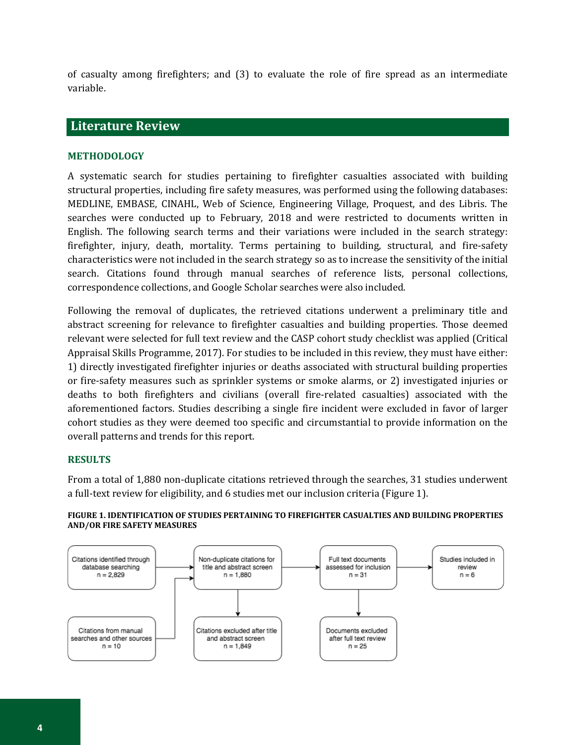of casualty among firefighters; and (3) to evaluate the role of fire spread as an intermediate variable.

## Literature Review

### METHODOLOGY

A systematic search for studies pertaining to firefighter casualties associated with building structural properties, including fire safety measures, was performed using the following databases: MEDLINE, EMBASE, CINAHL, Web of Science, Engineering Village, Proquest, and des Libris. The searches were conducted up to February, 2018 and were restricted to documents written in English. The following search terms and their variations were included in the search strategy: firefighter, injury, death, mortality. Terms pertaining to building, structural, and fire-safety characteristics were not included in the search strategy so as to increase the sensitivity of the initial search. Citations found through manual searches of reference lists, personal collections, correspondence collections, and Google Scholar searches were also included.

Following the removal of duplicates, the retrieved citations underwent a preliminary title and abstract screening for relevance to firefighter casualties and building properties. Those deemed relevant were selected for full text review and the CASP cohort study checklist was applied (Critical Appraisal Skills Programme, 2017). For studies to be included in this review, they must have either: 1) directly investigated firefighter injuries or deaths associated with structural building properties or fire-safety measures such as sprinkler systems or smoke alarms, or 2) investigated injuries or deaths to both firefighters and civilians (overall fire-related casualties) associated with the aforementioned factors. Studies describing a single fire incident were excluded in favor of larger cohort studies as they were deemed too specific and circumstantial to provide information on the overall patterns and trends for this report.

### RESULTS

From a total of 1,880 non-duplicate citations retrieved through the searches, 31 studies underwent a full-text review for eligibility, and 6 studies met our inclusion criteria (Figure 1).

**FIGURE 1. IDENTIFICATION OF STUDIES PERTAINING TO FIREFIGHTER CASUALTIES AND BUILDING PROPERTIES AND/OR FIRE SAFETY MEASURES**

Citations identified through database searching n = 2,829

Citations from manual searches and other sources n = 10

Non-duplicate citations for title and abstract screen n = 1,880

Citations excluded after title and abstract screen n = 1,849

Full text documents assessed for inclusion n = 31

Documents excluded after full text review n = 25

Studies included in review n = 6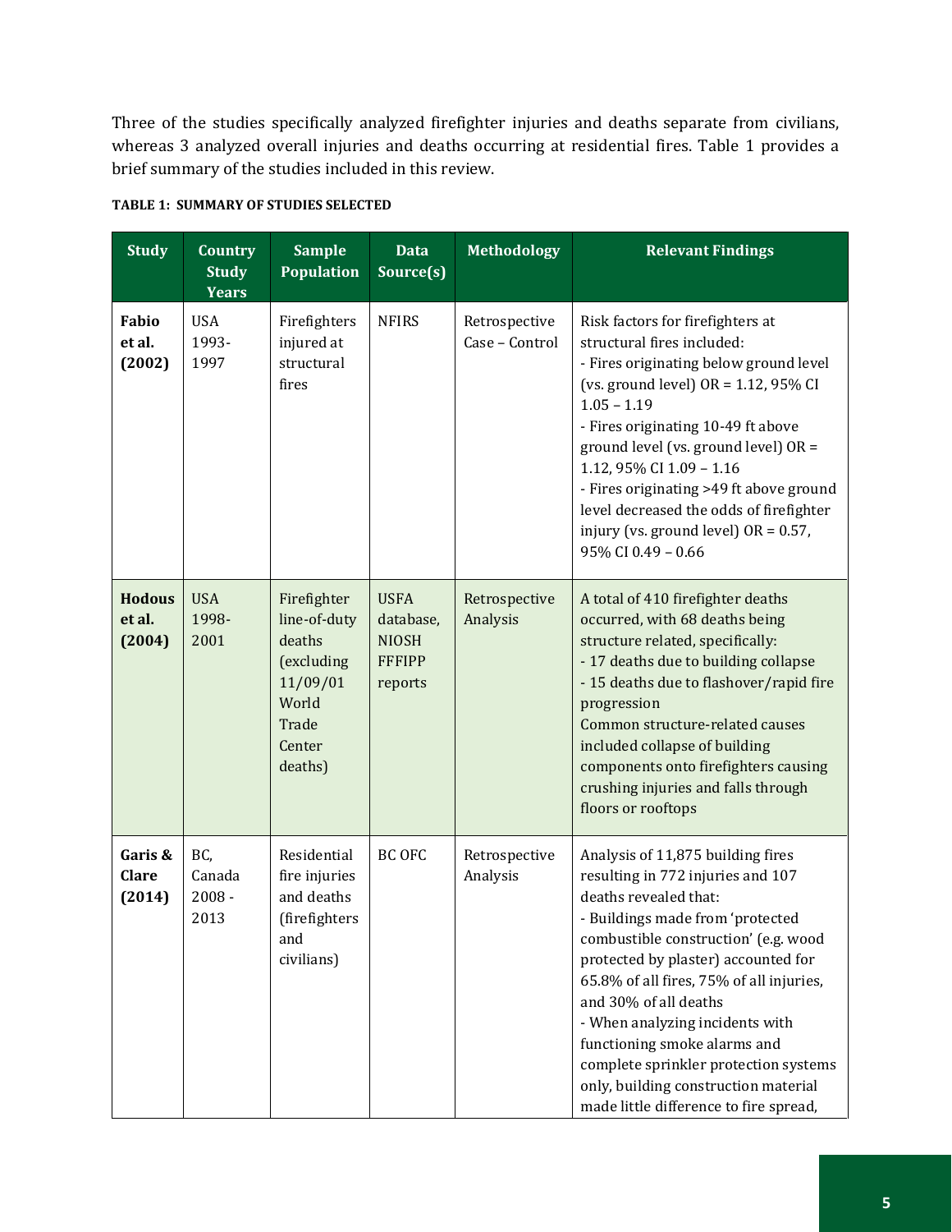Three of the studies specifically analyzed firefighter injuries and deaths separate from civilians, whereas 3 analyzed overall injuries and deaths occurring at residential fires. Table 1 provides a brief summary of the studies included in this review.

**TABLE 1: SUMMARY OF STUDIES SELECTED**

| Study | Country Study Years | Sample Population | Data Source(s) | Methodology | Relevant Findings |
|---|---|---|---|---|---|
| **Fabio et al. (2002)** | USA 1993-1997 | Firefighters injured at structural fires | NFIRS | Retrospective Case – Control | Risk factors for firefighters at structural fires included:<br>- Fires originating below ground level (vs. ground level) OR = 1.12, 95% CI 1.05 – 1.19<br>- Fires originating 10-49 ft above ground level (vs. ground level) OR = 1.12, 95% CI 1.09 – 1.16<br>- Fires originating >49 ft above ground level decreased the odds of firefighter injury (vs. ground level) OR = 0.57, 95% CI 0.49 – 0.66 |
| **Hodous et al. (2004)** | USA 1998-2001 | Firefighter line-of-duty deaths (excluding 11/09/01 World Trade Center deaths) | USFA database, NIOSH FFFIPP reports | Retrospective Analysis | A total of 410 firefighter deaths occurred, with 68 deaths being structure related, specifically:<br>- 17 deaths due to building collapse<br>- 15 deaths due to flashover/rapid fire progression<br>Common structure-related causes included collapse of building components onto firefighters causing crushing injuries and falls through floors or rooftops |
| **Garis & Clare (2014)** | BC, Canada 2008 - 2013 | Residential fire injuries and deaths (firefighters and civilians) | BC OFC | Retrospective Analysis | Analysis of 11,875 building fires resulting in 772 injuries and 107 deaths revealed that:<br>- Buildings made from 'protected combustible construction' (e.g. wood protected by plaster) accounted for 65.8% of all fires, 75% of all injuries, and 30% of all deaths<br>- When analyzing incidents with functioning smoke alarms and complete sprinkler protection systems only, building construction material made little difference to fire spread, |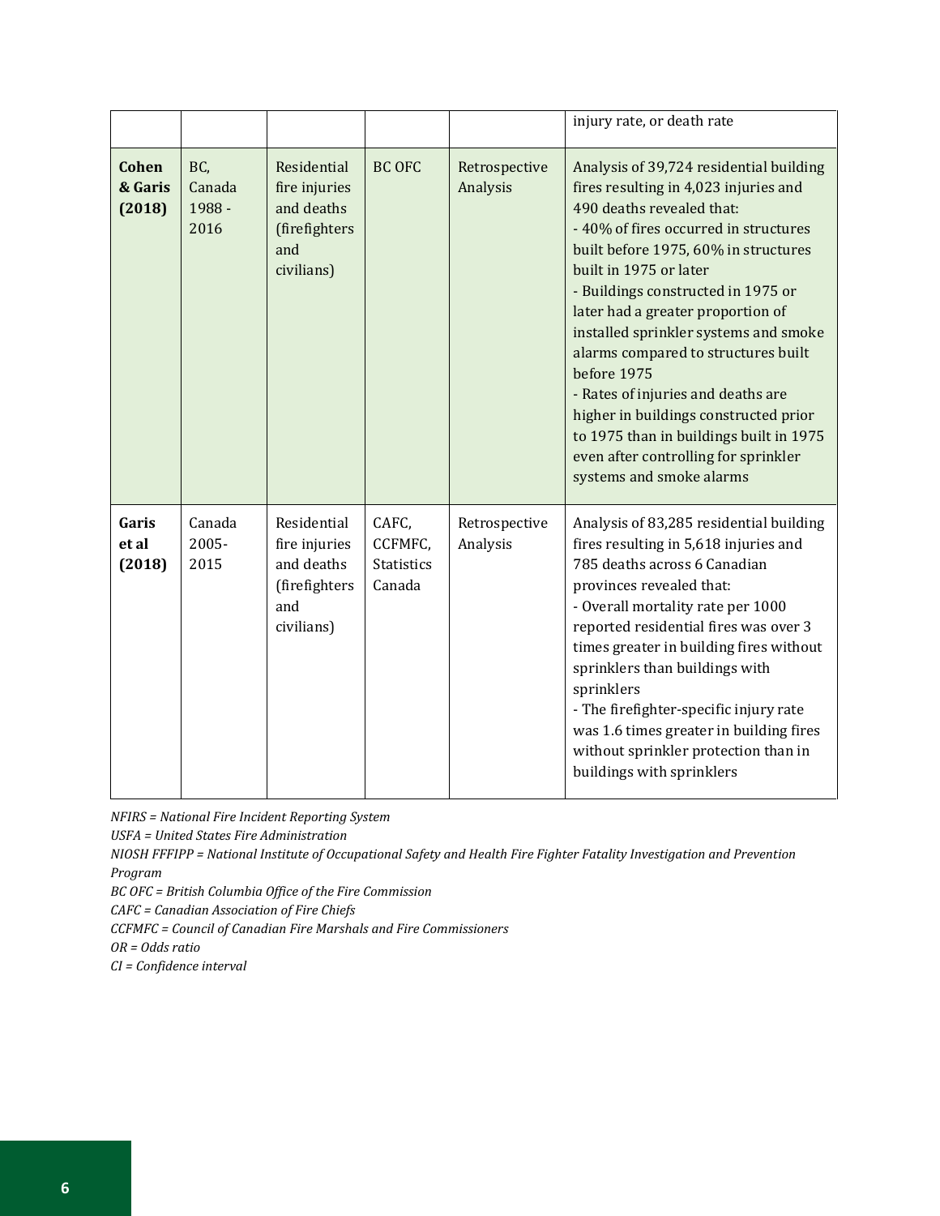| | | | | | injury rate, or death rate |
|---|---|---|---|---|---|
| **Cohen & Garis (2018)** | BC, Canada 1988 - 2016 | Residential fire injuries and deaths (firefighters and civilians) | BC OFC | Retrospective Analysis | Analysis of 39,724 residential building fires resulting in 4,023 injuries and 490 deaths revealed that:<br>- 40% of fires occurred in structures built before 1975, 60% in structures built in 1975 or later<br>- Buildings constructed in 1975 or later had a greater proportion of installed sprinkler systems and smoke alarms compared to structures built before 1975<br>- Rates of injuries and deaths are higher in buildings constructed prior to 1975 than in buildings built in 1975 even after controlling for sprinkler systems and smoke alarms |
| **Garis et al (2018)** | Canada 2005-2015 | Residential fire injuries and deaths (firefighters and civilians) | CAFC, CCFMFC, Statistics Canada | Retrospective Analysis | Analysis of 83,285 residential building fires resulting in 5,618 injuries and 785 deaths across 6 Canadian provinces revealed that:<br>- Overall mortality rate per 1000 reported residential fires was over 3 times greater in building fires without sprinklers than buildings with sprinklers<br>- The firefighter-specific injury rate was 1.6 times greater in building fires without sprinkler protection than in buildings with sprinklers |

*NFIRS = National Fire Incident Reporting System*

*USFA = United States Fire Administration*

*NIOSH FFFIPP = National Institute of Occupational Safety and Health Fire Fighter Fatality Investigation and Prevention Program*

*BC OFC = British Columbia Office of the Fire Commission*

*CAFC = Canadian Association of Fire Chiefs*

*CCFMFC = Council of Canadian Fire Marshals and Fire Commissioners*

*OR = Odds ratio*

*CI = Confidence interval*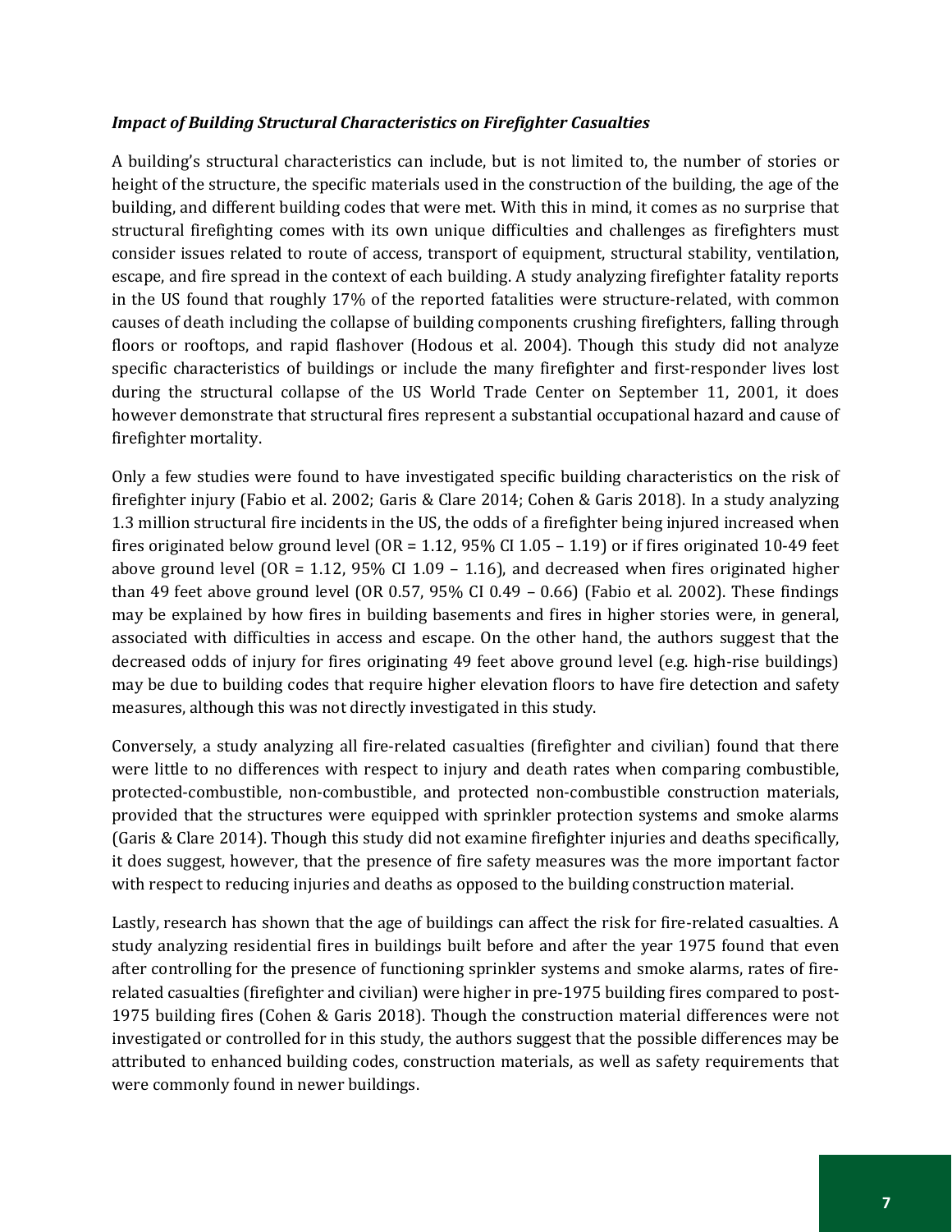***Impact of Building Structural Characteristics on Firefighter Casualties***

A building's structural characteristics can include, but is not limited to, the number of stories or height of the structure, the specific materials used in the construction of the building, the age of the building, and different building codes that were met. With this in mind, it comes as no surprise that structural firefighting comes with its own unique difficulties and challenges as firefighters must consider issues related to route of access, transport of equipment, structural stability, ventilation, escape, and fire spread in the context of each building. A study analyzing firefighter fatality reports in the US found that roughly 17% of the reported fatalities were structure-related, with common causes of death including the collapse of building components crushing firefighters, falling through floors or rooftops, and rapid flashover (Hodous et al. 2004). Though this study did not analyze specific characteristics of buildings or include the many firefighter and first-responder lives lost during the structural collapse of the US World Trade Center on September 11, 2001, it does however demonstrate that structural fires represent a substantial occupational hazard and cause of firefighter mortality.

Only a few studies were found to have investigated specific building characteristics on the risk of firefighter injury (Fabio et al. 2002; Garis & Clare 2014; Cohen & Garis 2018). In a study analyzing 1.3 million structural fire incidents in the US, the odds of a firefighter being injured increased when fires originated below ground level (OR = 1.12, 95% CI 1.05 – 1.19) or if fires originated 10-49 feet above ground level (OR = 1.12, 95% CI 1.09 – 1.16), and decreased when fires originated higher than 49 feet above ground level (OR 0.57, 95% CI 0.49 – 0.66) (Fabio et al. 2002). These findings may be explained by how fires in building basements and fires in higher stories were, in general, associated with difficulties in access and escape. On the other hand, the authors suggest that the decreased odds of injury for fires originating 49 feet above ground level (e.g. high-rise buildings) may be due to building codes that require higher elevation floors to have fire detection and safety measures, although this was not directly investigated in this study.

Conversely, a study analyzing all fire-related casualties (firefighter and civilian) found that there were little to no differences with respect to injury and death rates when comparing combustible, protected-combustible, non-combustible, and protected non-combustible construction materials, provided that the structures were equipped with sprinkler protection systems and smoke alarms (Garis & Clare 2014). Though this study did not examine firefighter injuries and deaths specifically, it does suggest, however, that the presence of fire safety measures was the more important factor with respect to reducing injuries and deaths as opposed to the building construction material.

Lastly, research has shown that the age of buildings can affect the risk for fire-related casualties. A study analyzing residential fires in buildings built before and after the year 1975 found that even after controlling for the presence of functioning sprinkler systems and smoke alarms, rates of fire-related casualties (firefighter and civilian) were higher in pre-1975 building fires compared to post-1975 building fires (Cohen & Garis 2018). Though the construction material differences were not investigated or controlled for in this study, the authors suggest that the possible differences may be attributed to enhanced building codes, construction materials, as well as safety requirements that were commonly found in newer buildings.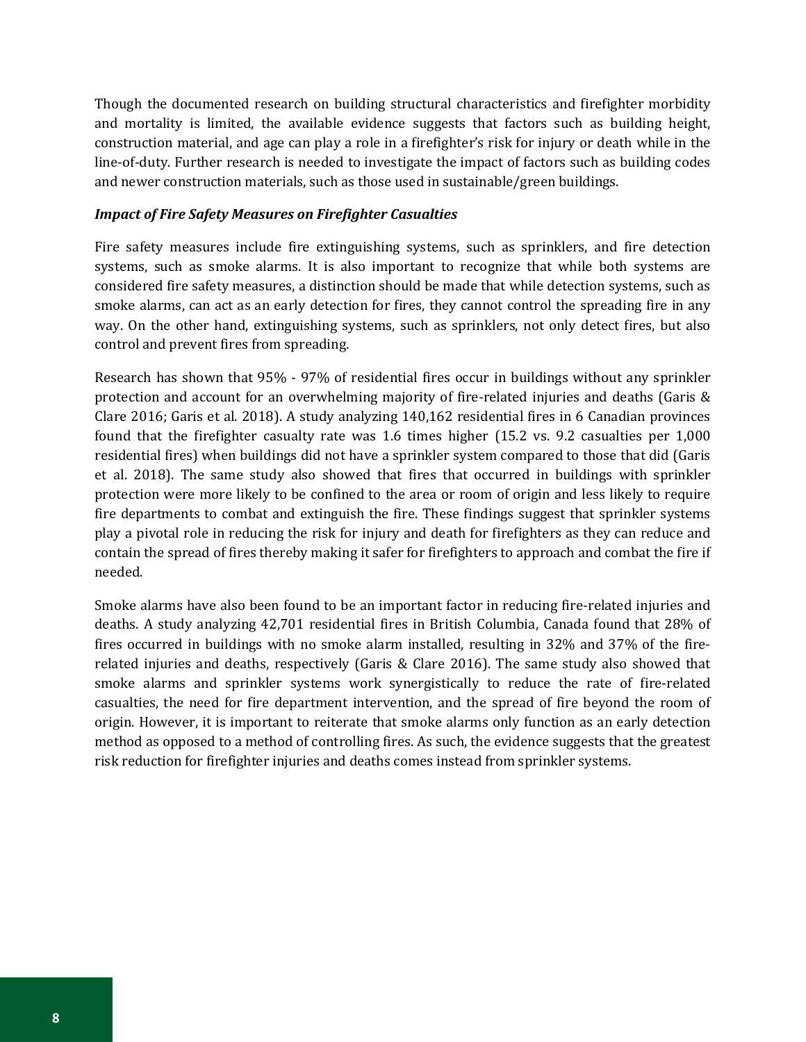Though the documented research on building structural characteristics and firefighter morbidity and mortality is limited, the available evidence suggests that factors such as building height, construction material, and age can play a role in a firefighter's risk for injury or death while in the line-of-duty. Further research is needed to investigate the impact of factors such as building codes and newer construction materials, such as those used in sustainable/green buildings.

***Impact of Fire Safety Measures on Firefighter Casualties***

Fire safety measures include fire extinguishing systems, such as sprinklers, and fire detection systems, such as smoke alarms. It is also important to recognize that while both systems are considered fire safety measures, a distinction should be made that while detection systems, such as smoke alarms, can act as an early detection for fires, they cannot control the spreading fire in any way. On the other hand, extinguishing systems, such as sprinklers, not only detect fires, but also control and prevent fires from spreading.

Research has shown that 95% - 97% of residential fires occur in buildings without any sprinkler protection and account for an overwhelming majority of fire-related injuries and deaths (Garis & Clare 2016; Garis et al. 2018). A study analyzing 140,162 residential fires in 6 Canadian provinces found that the firefighter casualty rate was 1.6 times higher (15.2 vs. 9.2 casualties per 1,000 residential fires) when buildings did not have a sprinkler system compared to those that did (Garis et al. 2018). The same study also showed that fires that occurred in buildings with sprinkler protection were more likely to be confined to the area or room of origin and less likely to require fire departments to combat and extinguish the fire. These findings suggest that sprinkler systems play a pivotal role in reducing the risk for injury and death for firefighters as they can reduce and contain the spread of fires thereby making it safer for firefighters to approach and combat the fire if needed.

Smoke alarms have also been found to be an important factor in reducing fire-related injuries and deaths. A study analyzing 42,701 residential fires in British Columbia, Canada found that 28% of fires occurred in buildings with no smoke alarm installed, resulting in 32% and 37% of the fire-related injuries and deaths, respectively (Garis & Clare 2016). The same study also showed that smoke alarms and sprinkler systems work synergistically to reduce the rate of fire-related casualties, the need for fire department intervention, and the spread of fire beyond the room of origin. However, it is important to reiterate that smoke alarms only function as an early detection method as opposed to a method of controlling fires. As such, the evidence suggests that the greatest risk reduction for firefighter injuries and deaths comes instead from sprinkler systems.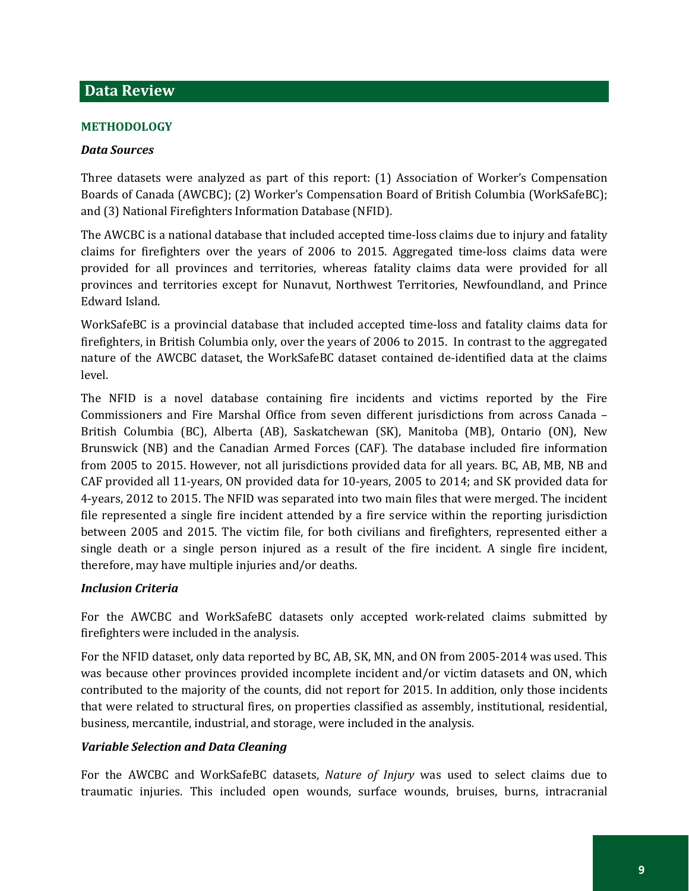# Data Review

## METHODOLOGY

### *Data Sources*

Three datasets were analyzed as part of this report: (1) Association of Worker's Compensation Boards of Canada (AWCBC); (2) Worker's Compensation Board of British Columbia (WorkSafeBC); and (3) National Firefighters Information Database (NFID).

The AWCBC is a national database that included accepted time-loss claims due to injury and fatality claims for firefighters over the years of 2006 to 2015. Aggregated time-loss claims data were provided for all provinces and territories, whereas fatality claims data were provided for all provinces and territories except for Nunavut, Northwest Territories, Newfoundland, and Prince Edward Island.

WorkSafeBC is a provincial database that included accepted time-loss and fatality claims data for firefighters, in British Columbia only, over the years of 2006 to 2015. In contrast to the aggregated nature of the AWCBC dataset, the WorkSafeBC dataset contained de-identified data at the claims level.

The NFID is a novel database containing fire incidents and victims reported by the Fire Commissioners and Fire Marshal Office from seven different jurisdictions from across Canada – British Columbia (BC), Alberta (AB), Saskatchewan (SK), Manitoba (MB), Ontario (ON), New Brunswick (NB) and the Canadian Armed Forces (CAF). The database included fire information from 2005 to 2015. However, not all jurisdictions provided data for all years. BC, AB, MB, NB and CAF provided all 11-years, ON provided data for 10-years, 2005 to 2014; and SK provided data for 4-years, 2012 to 2015. The NFID was separated into two main files that were merged. The incident file represented a single fire incident attended by a fire service within the reporting jurisdiction between 2005 and 2015. The victim file, for both civilians and firefighters, represented either a single death or a single person injured as a result of the fire incident. A single fire incident, therefore, may have multiple injuries and/or deaths.

### *Inclusion Criteria*

For the AWCBC and WorkSafeBC datasets only accepted work-related claims submitted by firefighters were included in the analysis.

For the NFID dataset, only data reported by BC, AB, SK, MN, and ON from 2005-2014 was used. This was because other provinces provided incomplete incident and/or victim datasets and ON, which contributed to the majority of the counts, did not report for 2015. In addition, only those incidents that were related to structural fires, on properties classified as assembly, institutional, residential, business, mercantile, industrial, and storage, were included in the analysis.

### *Variable Selection and Data Cleaning*

For the AWCBC and WorkSafeBC datasets, *Nature of Injury* was used to select claims due to traumatic injuries. This included open wounds, surface wounds, bruises, burns, intracranial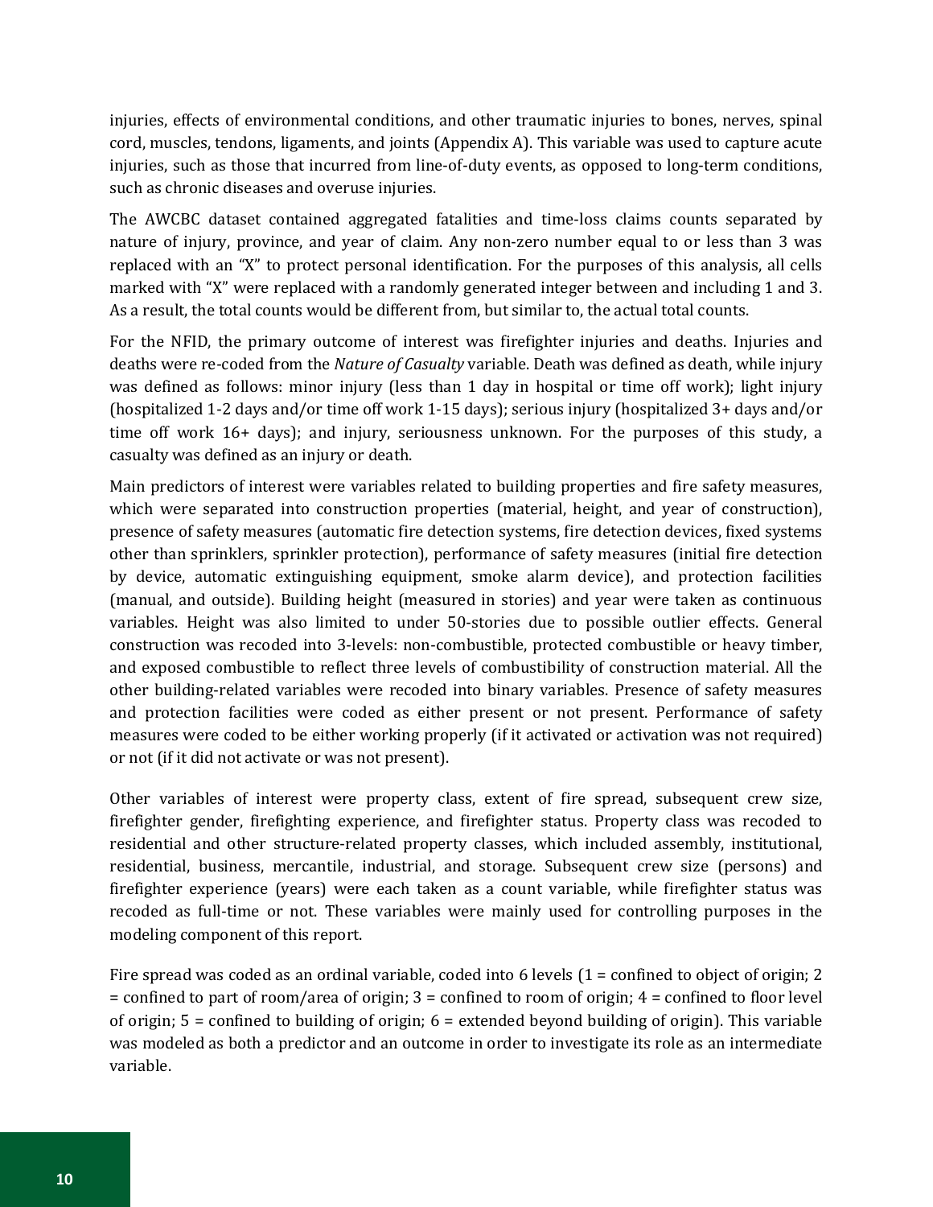injuries, effects of environmental conditions, and other traumatic injuries to bones, nerves, spinal cord, muscles, tendons, ligaments, and joints (Appendix A). This variable was used to capture acute injuries, such as those that incurred from line-of-duty events, as opposed to long-term conditions, such as chronic diseases and overuse injuries.

The AWCBC dataset contained aggregated fatalities and time-loss claims counts separated by nature of injury, province, and year of claim. Any non-zero number equal to or less than 3 was replaced with an "X" to protect personal identification. For the purposes of this analysis, all cells marked with "X" were replaced with a randomly generated integer between and including 1 and 3. As a result, the total counts would be different from, but similar to, the actual total counts.

For the NFID, the primary outcome of interest was firefighter injuries and deaths. Injuries and deaths were re-coded from the *Nature of Casualty* variable. Death was defined as death, while injury was defined as follows: minor injury (less than 1 day in hospital or time off work); light injury (hospitalized 1-2 days and/or time off work 1-15 days); serious injury (hospitalized 3+ days and/or time off work 16+ days); and injury, seriousness unknown. For the purposes of this study, a casualty was defined as an injury or death.

Main predictors of interest were variables related to building properties and fire safety measures, which were separated into construction properties (material, height, and year of construction), presence of safety measures (automatic fire detection systems, fire detection devices, fixed systems other than sprinklers, sprinkler protection), performance of safety measures (initial fire detection by device, automatic extinguishing equipment, smoke alarm device), and protection facilities (manual, and outside). Building height (measured in stories) and year were taken as continuous variables. Height was also limited to under 50-stories due to possible outlier effects. General construction was recoded into 3-levels: non-combustible, protected combustible or heavy timber, and exposed combustible to reflect three levels of combustibility of construction material. All the other building-related variables were recoded into binary variables. Presence of safety measures and protection facilities were coded as either present or not present. Performance of safety measures were coded to be either working properly (if it activated or activation was not required) or not (if it did not activate or was not present).

Other variables of interest were property class, extent of fire spread, subsequent crew size, firefighter gender, firefighting experience, and firefighter status. Property class was recoded to residential and other structure-related property classes, which included assembly, institutional, residential, business, mercantile, industrial, and storage. Subsequent crew size (persons) and firefighter experience (years) were each taken as a count variable, while firefighter status was recoded as full-time or not. These variables were mainly used for controlling purposes in the modeling component of this report.

Fire spread was coded as an ordinal variable, coded into 6 levels (1 = confined to object of origin; 2 = confined to part of room/area of origin; 3 = confined to room of origin; 4 = confined to floor level of origin; 5 = confined to building of origin; 6 = extended beyond building of origin). This variable was modeled as both a predictor and an outcome in order to investigate its role as an intermediate variable.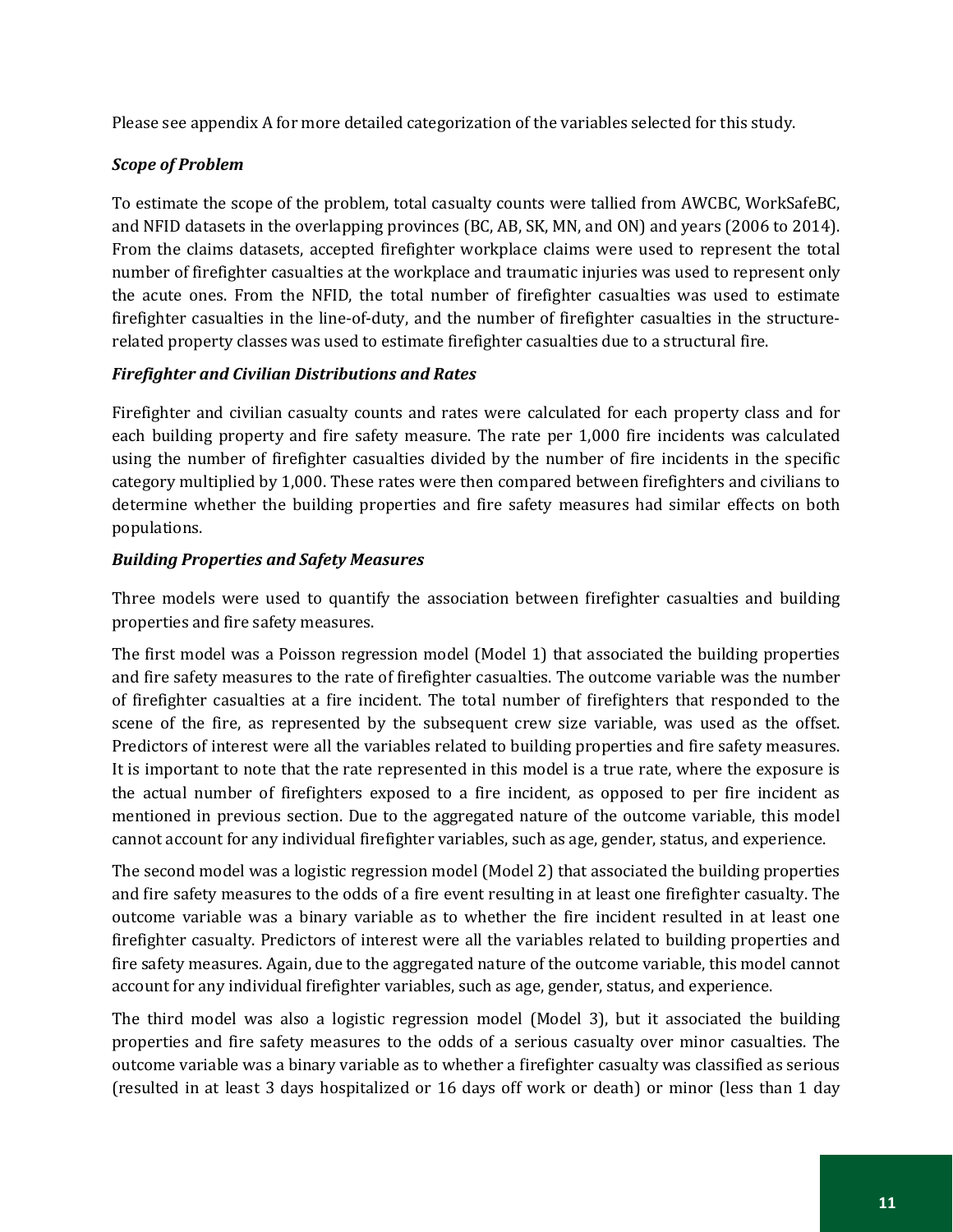Please see appendix A for more detailed categorization of the variables selected for this study.

### *Scope of Problem*

To estimate the scope of the problem, total casualty counts were tallied from AWCBC, WorkSafeBC, and NFID datasets in the overlapping provinces (BC, AB, SK, MN, and ON) and years (2006 to 2014). From the claims datasets, accepted firefighter workplace claims were used to represent the total number of firefighter casualties at the workplace and traumatic injuries was used to represent only the acute ones. From the NFID, the total number of firefighter casualties was used to estimate firefighter casualties in the line-of-duty, and the number of firefighter casualties in the structure-related property classes was used to estimate firefighter casualties due to a structural fire.

### *Firefighter and Civilian Distributions and Rates*

Firefighter and civilian casualty counts and rates were calculated for each property class and for each building property and fire safety measure. The rate per 1,000 fire incidents was calculated using the number of firefighter casualties divided by the number of fire incidents in the specific category multiplied by 1,000. These rates were then compared between firefighters and civilians to determine whether the building properties and fire safety measures had similar effects on both populations.

### *Building Properties and Safety Measures*

Three models were used to quantify the association between firefighter casualties and building properties and fire safety measures.

The first model was a Poisson regression model (Model 1) that associated the building properties and fire safety measures to the rate of firefighter casualties. The outcome variable was the number of firefighter casualties at a fire incident. The total number of firefighters that responded to the scene of the fire, as represented by the subsequent crew size variable, was used as the offset. Predictors of interest were all the variables related to building properties and fire safety measures. It is important to note that the rate represented in this model is a true rate, where the exposure is the actual number of firefighters exposed to a fire incident, as opposed to per fire incident as mentioned in previous section. Due to the aggregated nature of the outcome variable, this model cannot account for any individual firefighter variables, such as age, gender, status, and experience.

The second model was a logistic regression model (Model 2) that associated the building properties and fire safety measures to the odds of a fire event resulting in at least one firefighter casualty. The outcome variable was a binary variable as to whether the fire incident resulted in at least one firefighter casualty. Predictors of interest were all the variables related to building properties and fire safety measures. Again, due to the aggregated nature of the outcome variable, this model cannot account for any individual firefighter variables, such as age, gender, status, and experience.

The third model was also a logistic regression model (Model 3), but it associated the building properties and fire safety measures to the odds of a serious casualty over minor casualties. The outcome variable was a binary variable as to whether a firefighter casualty was classified as serious (resulted in at least 3 days hospitalized or 16 days off work or death) or minor (less than 1 day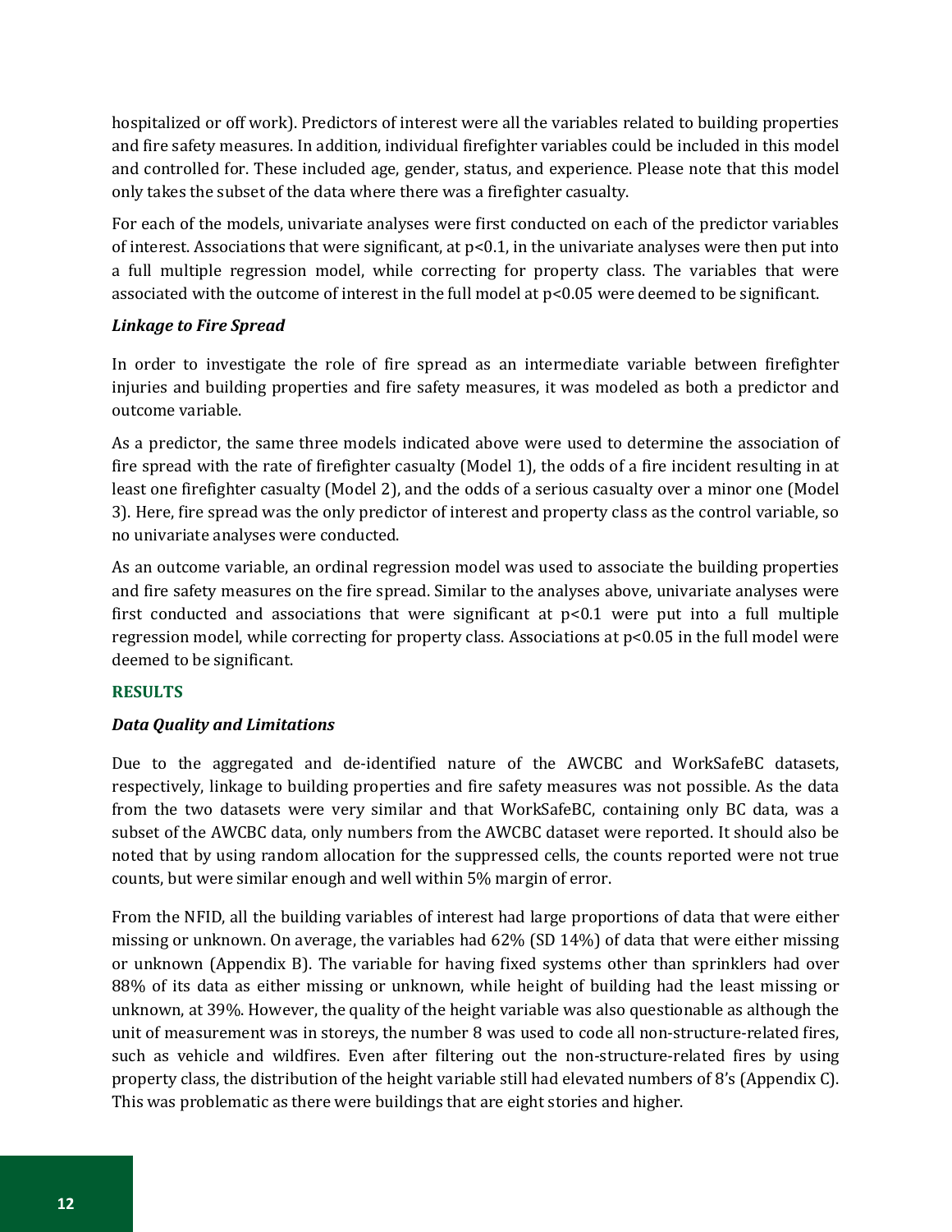hospitalized or off work). Predictors of interest were all the variables related to building properties and fire safety measures. In addition, individual firefighter variables could be included in this model and controlled for. These included age, gender, status, and experience. Please note that this model only takes the subset of the data where there was a firefighter casualty.

For each of the models, univariate analyses were first conducted on each of the predictor variables of interest. Associations that were significant, at $p<0.1$, in the univariate analyses were then put into a full multiple regression model, while correcting for property class. The variables that were associated with the outcome of interest in the full model at $p<0.05$ were deemed to be significant.

### *Linkage to Fire Spread*

In order to investigate the role of fire spread as an intermediate variable between firefighter injuries and building properties and fire safety measures, it was modeled as both a predictor and outcome variable.

As a predictor, the same three models indicated above were used to determine the association of fire spread with the rate of firefighter casualty (Model 1), the odds of a fire incident resulting in at least one firefighter casualty (Model 2), and the odds of a serious casualty over a minor one (Model 3). Here, fire spread was the only predictor of interest and property class as the control variable, so no univariate analyses were conducted.

As an outcome variable, an ordinal regression model was used to associate the building properties and fire safety measures on the fire spread. Similar to the analyses above, univariate analyses were first conducted and associations that were significant at $p<0.1$ were put into a full multiple regression model, while correcting for property class. Associations at $p<0.05$ in the full model were deemed to be significant.

## RESULTS

### *Data Quality and Limitations*

Due to the aggregated and de-identified nature of the AWCBC and WorkSafeBC datasets, respectively, linkage to building properties and fire safety measures was not possible. As the data from the two datasets were very similar and that WorkSafeBC, containing only BC data, was a subset of the AWCBC data, only numbers from the AWCBC dataset were reported. It should also be noted that by using random allocation for the suppressed cells, the counts reported were not true counts, but were similar enough and well within 5% margin of error.

From the NFID, all the building variables of interest had large proportions of data that were either missing or unknown. On average, the variables had 62% (SD 14%) of data that were either missing or unknown (Appendix B). The variable for having fixed systems other than sprinklers had over 88% of its data as either missing or unknown, while height of building had the least missing or unknown, at 39%. However, the quality of the height variable was also questionable as although the unit of measurement was in storeys, the number 8 was used to code all non-structure-related fires, such as vehicle and wildfires. Even after filtering out the non-structure-related fires by using property class, the distribution of the height variable still had elevated numbers of 8's (Appendix C). This was problematic as there were buildings that are eight stories and higher.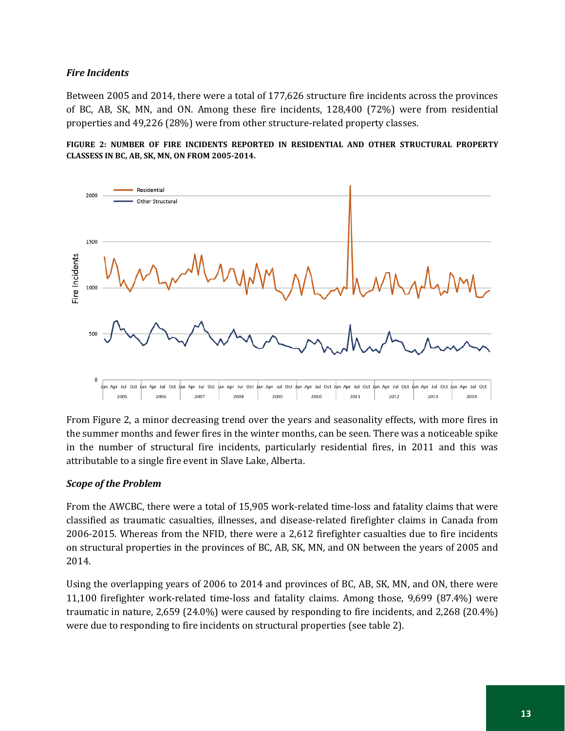### *Fire Incidents*

Between 2005 and 2014, there were a total of 177,626 structure fire incidents across the provinces of BC, AB, SK, MN, and ON. Among these fire incidents, 128,400 (72%) were from residential properties and 49,226 (28%) were from other structure-related property classes.

**FIGURE 2: NUMBER OF FIRE INCIDENTS REPORTED IN RESIDENTIAL AND OTHER STRUCTURAL PROPERTY CLASSESS IN BC, AB, SK, MN, ON FROM 2005-2014.**

From Figure 2, a minor decreasing trend over the years and seasonality effects, with more fires in the summer months and fewer fires in the winter months, can be seen. There was a noticeable spike in the number of structural fire incidents, particularly residential fires, in 2011 and this was attributable to a single fire event in Slave Lake, Alberta.

### *Scope of the Problem*

From the AWCBC, there were a total of 15,905 work-related time-loss and fatality claims that were classified as traumatic casualties, illnesses, and disease-related firefighter claims in Canada from 2006-2015. Whereas from the NFID, there were a 2,612 firefighter casualties due to fire incidents on structural properties in the provinces of BC, AB, SK, MN, and ON between the years of 2005 and 2014.

Using the overlapping years of 2006 to 2014 and provinces of BC, AB, SK, MN, and ON, there were 11,100 firefighter work-related time-loss and fatality claims. Among those, 9,699 (87.4%) were traumatic in nature, 2,659 (24.0%) were caused by responding to fire incidents, and 2,268 (20.4%) were due to responding to fire incidents on structural properties (see table 2).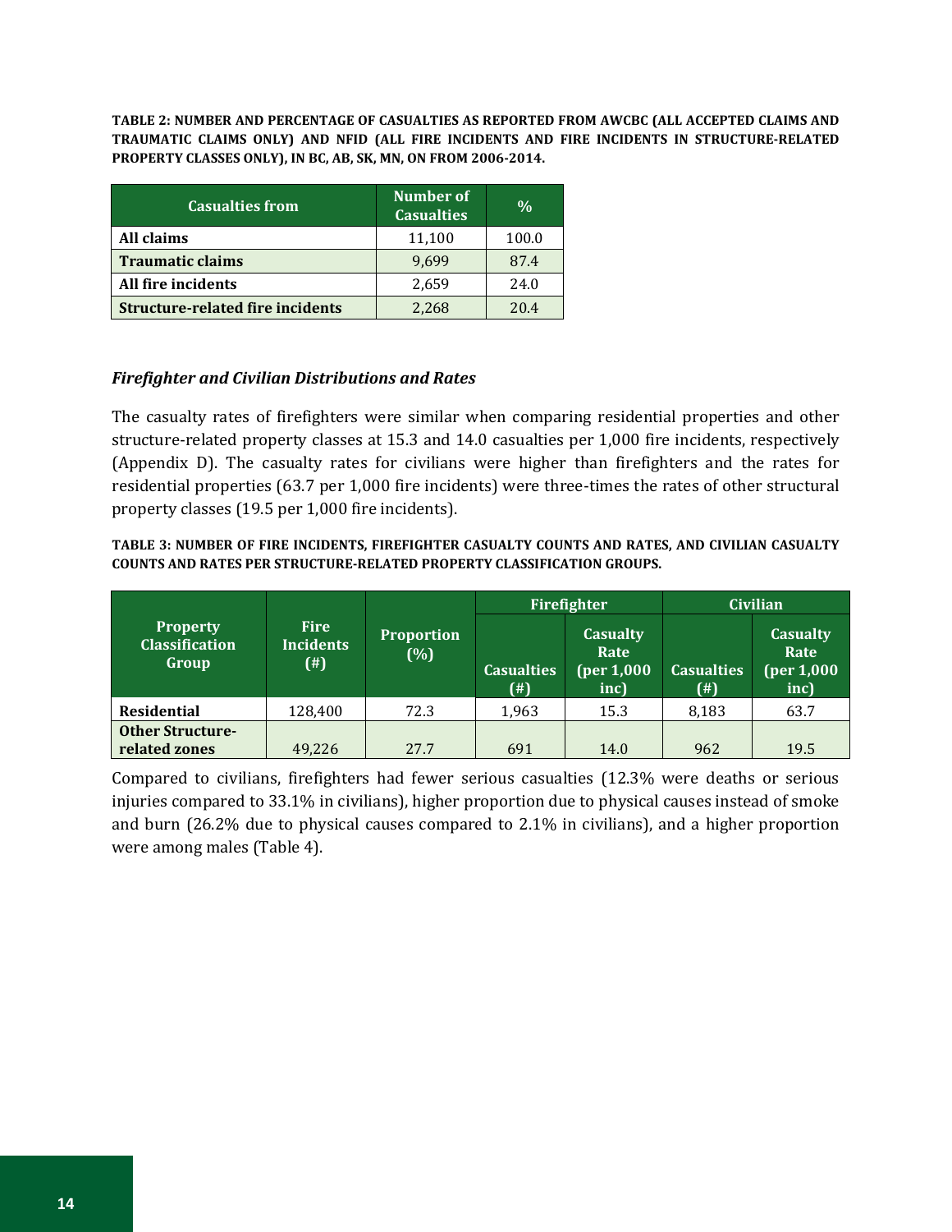**TABLE 2: NUMBER AND PERCENTAGE OF CASUALTIES AS REPORTED FROM AWCBC (ALL ACCEPTED CLAIMS AND TRAUMATIC CLAIMS ONLY) AND NFID (ALL FIRE INCIDENTS AND FIRE INCIDENTS IN STRUCTURE-RELATED PROPERTY CLASSES ONLY), IN BC, AB, SK, MN, ON FROM 2006-2014.**

| Casualties from | Number of Casualties | % |
|---|---|---|
| **All claims** | 11,100 | 100.0 |
| **Traumatic claims** | 9,699 | 87.4 |
| **All fire incidents** | 2,659 | 24.0 |
| **Structure-related fire incidents** | 2,268 | 20.4 |

### *Firefighter and Civilian Distributions and Rates*

The casualty rates of firefighters were similar when comparing residential properties and other structure-related property classes at 15.3 and 14.0 casualties per 1,000 fire incidents, respectively (Appendix D). The casualty rates for civilians were higher than firefighters and the rates for residential properties (63.7 per 1,000 fire incidents) were three-times the rates of other structural property classes (19.5 per 1,000 fire incidents).

**TABLE 3: NUMBER OF FIRE INCIDENTS, FIREFIGHTER CASUALTY COUNTS AND RATES, AND CIVILIAN CASUALTY COUNTS AND RATES PER STRUCTURE-RELATED PROPERTY CLASSIFICATION GROUPS.**

| Property Classification Group | Fire Incidents (#) | Proportion (%) | Firefighter | | Civilian | |
|---|---|---|---|---|---|---|
| | | | Casualties (#) | Casualty Rate (per 1,000 inc) | Casualties (#) | Casualty Rate (per 1,000 inc) |
| **Residential** | 128,400 | 72.3 | 1,963 | 15.3 | 8,183 | 63.7 |
| **Other Structure-related zones** | 49,226 | 27.7 | 691 | 14.0 | 962 | 19.5 |

Compared to civilians, firefighters had fewer serious casualties (12.3% were deaths or serious injuries compared to 33.1% in civilians), higher proportion due to physical causes instead of smoke and burn (26.2% due to physical causes compared to 2.1% in civilians), and a higher proportion were among males (Table 4).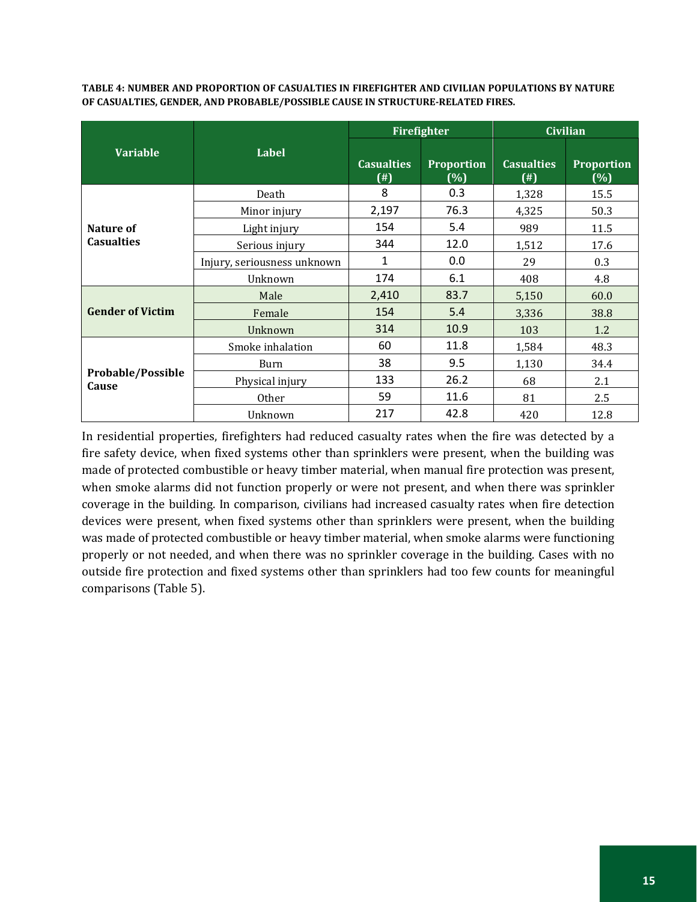**TABLE 4: NUMBER AND PROPORTION OF CASUALTIES IN FIREFIGHTER AND CIVILIAN POPULATIONS BY NATURE OF CASUALTIES, GENDER, AND PROBABLE/POSSIBLE CAUSE IN STRUCTURE-RELATED FIRES.**

| Variable | Label | Firefighter | | Civilian | |
|---|---|---|---|---|---|
| | | Casualties (#) | Proportion (%) | Casualties (#) | Proportion (%) |
| **Nature of Casualties** | Death | 8 | 0.3 | 1,328 | 15.5 |
| | Minor injury | 2,197 | 76.3 | 4,325 | 50.3 |
| | Light injury | 154 | 5.4 | 989 | 11.5 |
| | Serious injury | 344 | 12.0 | 1,512 | 17.6 |
| | Injury, seriousness unknown | 1 | 0.0 | 29 | 0.3 |
| | Unknown | 174 | 6.1 | 408 | 4.8 |
| **Gender of Victim** | Male | 2,410 | 83.7 | 5,150 | 60.0 |
| | Female | 154 | 5.4 | 3,336 | 38.8 |
| | Unknown | 314 | 10.9 | 103 | 1.2 |
| **Probable/Possible Cause** | Smoke inhalation | 60 | 11.8 | 1,584 | 48.3 |
| | Burn | 38 | 9.5 | 1,130 | 34.4 |
| | Physical injury | 133 | 26.2 | 68 | 2.1 |
| | Other | 59 | 11.6 | 81 | 2.5 |
| | Unknown | 217 | 42.8 | 420 | 12.8 |

In residential properties, firefighters had reduced casualty rates when the fire was detected by a fire safety device, when fixed systems other than sprinklers were present, when the building was made of protected combustible or heavy timber material, when manual fire protection was present, when smoke alarms did not function properly or were not present, and when there was sprinkler coverage in the building. In comparison, civilians had increased casualty rates when fire detection devices were present, when fixed systems other than sprinklers were present, when the building was made of protected combustible or heavy timber material, when smoke alarms were functioning properly or not needed, and when there was no sprinkler coverage in the building. Cases with no outside fire protection and fixed systems other than sprinklers had too few counts for meaningful comparisons (Table 5).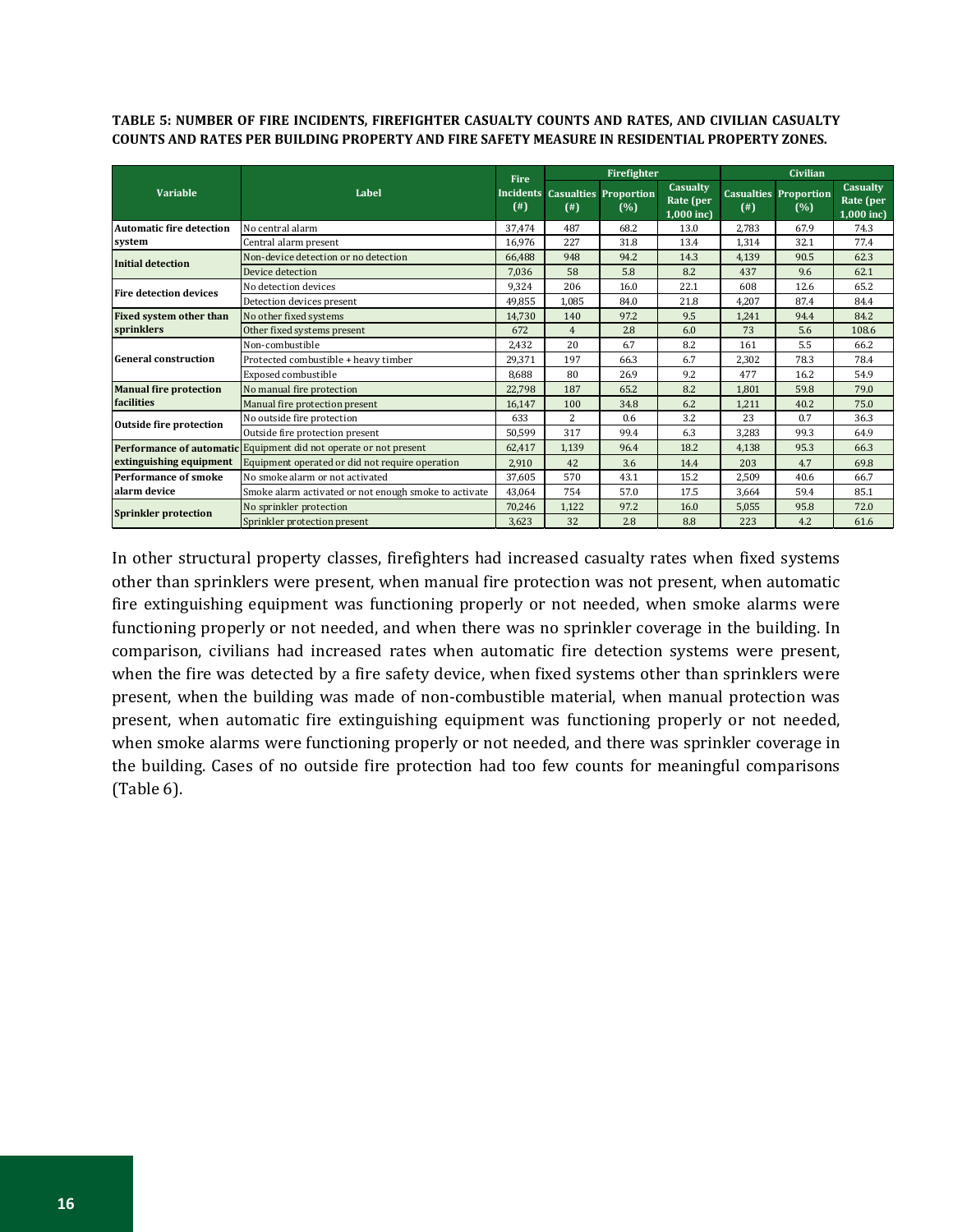**TABLE 5: NUMBER OF FIRE INCIDENTS, FIREFIGHTER CASUALTY COUNTS AND RATES, AND CIVILIAN CASUALTY COUNTS AND RATES PER BUILDING PROPERTY AND FIRE SAFETY MEASURE IN RESIDENTIAL PROPERTY ZONES.**

| Variable | Label | Fire Incidents (#) | Firefighter | | | Civilian | | |
|---|---|---|---|---|---|---|---|---|
| | | | Casualties (#) | Proportion (%) | Casualty Rate (per 1,000 inc) | Casualties (#) | Proportion (%) | Casualty Rate (per 1,000 inc) |
| **Automatic fire detection system** | No central alarm | 37,474 | 487 | 68.2 | 13.0 | 2,783 | 67.9 | 74.3 |
| | Central alarm present | 16,976 | 227 | 31.8 | 13.4 | 1,314 | 32.1 | 77.4 |
| **Initial detection** | Non-device detection or no detection | 66,488 | 948 | 94.2 | 14.3 | 4,139 | 90.5 | 62.3 |
| | Device detection | 7,036 | 58 | 5.8 | 8.2 | 437 | 9.6 | 62.1 |
| **Fire detection devices** | No detection devices | 9,324 | 206 | 16.0 | 22.1 | 608 | 12.6 | 65.2 |
| | Detection devices present | 49,855 | 1,085 | 84.0 | 21.8 | 4,207 | 87.4 | 84.4 |
| **Fixed system other than sprinklers** | No other fixed systems | 14,730 | 140 | 97.2 | 9.5 | 1,241 | 94.4 | 84.2 |
| | Other fixed systems present | 672 | 4 | 2.8 | 6.0 | 73 | 5.6 | 108.6 |
| **General construction** | Non-combustible | 2,432 | 20 | 6.7 | 8.2 | 161 | 5.5 | 66.2 |
| | Protected combustible + heavy timber | 29,371 | 197 | 66.3 | 6.7 | 2,302 | 78.3 | 78.4 |
| | Exposed combustible | 8,688 | 80 | 26.9 | 9.2 | 477 | 16.2 | 54.9 |
| **Manual fire protection facilities** | No manual fire protection | 22,798 | 187 | 65.2 | 8.2 | 1,801 | 59.8 | 79.0 |
| | Manual fire protection present | 16,147 | 100 | 34.8 | 6.2 | 1,211 | 40.2 | 75.0 |
| **Outside fire protection** | No outside fire protection | 633 | 2 | 0.6 | 3.2 | 23 | 0.7 | 36.3 |
| | Outside fire protection present | 50,599 | 317 | 99.4 | 6.3 | 3,283 | 99.3 | 64.9 |
| **Performance of automatic extinguishing equipment** | Equipment did not operate or not present | 62,417 | 1,139 | 96.4 | 18.2 | 4,138 | 95.3 | 66.3 |
| | Equipment operated or did not require operation | 2,910 | 42 | 3.6 | 14.4 | 203 | 4.7 | 69.8 |
| **Performance of smoke alarm device** | No smoke alarm or not activated | 37,605 | 570 | 43.1 | 15.2 | 2,509 | 40.6 | 66.7 |
| | Smoke alarm activated or not enough smoke to activate | 43,064 | 754 | 57.0 | 17.5 | 3,664 | 59.4 | 85.1 |
| **Sprinkler protection** | No sprinkler protection | 70,246 | 1,122 | 97.2 | 16.0 | 5,055 | 95.8 | 72.0 |
| | Sprinkler protection present | 3,623 | 32 | 2.8 | 8.8 | 223 | 4.2 | 61.6 |

In other structural property classes, firefighters had increased casualty rates when fixed systems other than sprinklers were present, when manual fire protection was not present, when automatic fire extinguishing equipment was functioning properly or not needed, when smoke alarms were functioning properly or not needed, and when there was no sprinkler coverage in the building. In comparison, civilians had increased rates when automatic fire detection systems were present, when the fire was detected by a fire safety device, when fixed systems other than sprinklers were present, when the building was made of non-combustible material, when manual protection was present, when automatic fire extinguishing equipment was functioning properly or not needed, when smoke alarms were functioning properly or not needed, and there was sprinkler coverage in the building. Cases of no outside fire protection had too few counts for meaningful comparisons (Table 6).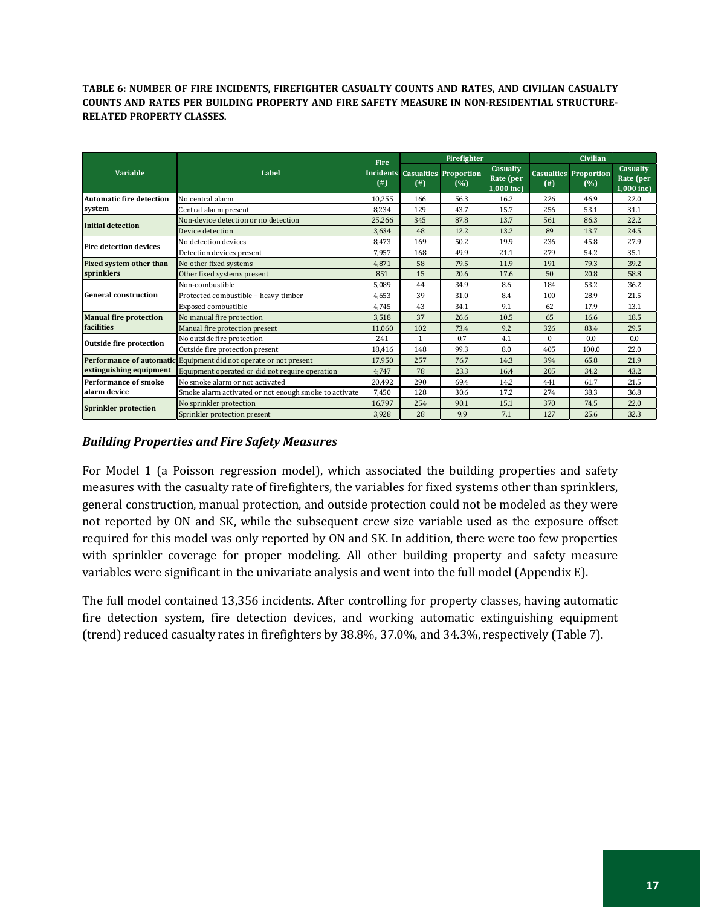**TABLE 6: NUMBER OF FIRE INCIDENTS, FIREFIGHTER CASUALTY COUNTS AND RATES, AND CIVILIAN CASUALTY COUNTS AND RATES PER BUILDING PROPERTY AND FIRE SAFETY MEASURE IN NON-RESIDENTIAL STRUCTURE-RELATED PROPERTY CLASSES.**

| Variable | Label | Fire Incidents (#) | Firefighter | | | Civilian | | |
|---|---|---|---|---|---|---|---|---|
| | | | Casualties (#) | Proportion (%) | Casualty Rate (per 1,000 inc) | Casualties (#) | Proportion (%) | Casualty Rate (per 1,000 inc) |
| Automatic fire detection system | No central alarm | 10,255 | 166 | 56.3 | 16.2 | 226 | 46.9 | 22.0 |
| | Central alarm present | 8,234 | 129 | 43.7 | 15.7 | 256 | 53.1 | 31.1 |
| Initial detection | Non-device detection or no detection | 25,266 | 345 | 87.8 | 13.7 | 561 | 86.3 | 22.2 |
| | Device detection | 3,634 | 48 | 12.2 | 13.2 | 89 | 13.7 | 24.5 |
| Fire detection devices | No detection devices | 8,473 | 169 | 50.2 | 19.9 | 236 | 45.8 | 27.9 |
| | Detection devices present | 7,957 | 168 | 49.9 | 21.1 | 279 | 54.2 | 35.1 |
| Fixed system other than sprinklers | No other fixed systems | 4,871 | 58 | 79.5 | 11.9 | 191 | 79.3 | 39.2 |
| | Other fixed systems present | 851 | 15 | 20.6 | 17.6 | 50 | 20.8 | 58.8 |
| General construction | Non-combustible | 5,089 | 44 | 34.9 | 8.6 | 184 | 53.2 | 36.2 |
| | Protected combustible + heavy timber | 4,653 | 39 | 31.0 | 8.4 | 100 | 28.9 | 21.5 |
| | Exposed combustible | 4,745 | 43 | 34.1 | 9.1 | 62 | 17.9 | 13.1 |
| Manual fire protection facilities | No manual fire protection | 3,518 | 37 | 26.6 | 10.5 | 65 | 16.6 | 18.5 |
| | Manual fire protection present | 11,060 | 102 | 73.4 | 9.2 | 326 | 83.4 | 29.5 |
| Outside fire protection | No outside fire protection | 241 | 1 | 0.7 | 4.1 | 0 | 0.0 | 0.0 |
| | Outside fire protection present | 18,416 | 148 | 99.3 | 8.0 | 405 | 100.0 | 22.0 |
| Performance of automatic extinguishing equipment | Equipment did not operate or not present | 17,950 | 257 | 76.7 | 14.3 | 394 | 65.8 | 21.9 |
| | Equipment operated or did not require operation | 4,747 | 78 | 23.3 | 16.4 | 205 | 34.2 | 43.2 |
| Performance of smoke alarm device | No smoke alarm or not activated | 20,492 | 290 | 69.4 | 14.2 | 441 | 61.7 | 21.5 |
| | Smoke alarm activated or not enough smoke to activate | 7,450 | 128 | 30.6 | 17.2 | 274 | 38.3 | 36.8 |
| Sprinkler protection | No sprinkler protection | 16,797 | 254 | 90.1 | 15.1 | 370 | 74.5 | 22.0 |
| | Sprinkler protection present | 3,928 | 28 | 9.9 | 7.1 | 127 | 25.6 | 32.3 |

### *Building Properties and Fire Safety Measures*

For Model 1 (a Poisson regression model), which associated the building properties and safety measures with the casualty rate of firefighters, the variables for fixed systems other than sprinklers, general construction, manual protection, and outside protection could not be modeled as they were not reported by ON and SK, while the subsequent crew size variable used as the exposure offset required for this model was only reported by ON and SK. In addition, there were too few properties with sprinkler coverage for proper modeling. All other building property and safety measure variables were significant in the univariate analysis and went into the full model (Appendix E).

The full model contained 13,356 incidents. After controlling for property classes, having automatic fire detection system, fire detection devices, and working automatic extinguishing equipment (trend) reduced casualty rates in firefighters by 38.8%, 37.0%, and 34.3%, respectively (Table 7).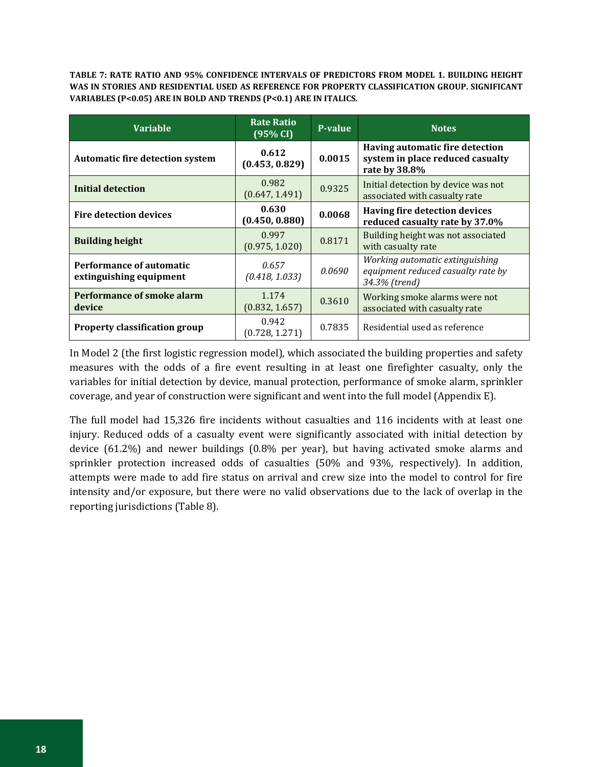**TABLE 7: RATE RATIO AND 95% CONFIDENCE INTERVALS OF PREDICTORS FROM MODEL 1. BUILDING HEIGHT WAS IN STORIES AND RESIDENTIAL USED AS REFERENCE FOR PROPERTY CLASSIFICATION GROUP. SIGNIFICANT VARIABLES (P<0.05) ARE IN BOLD AND TRENDS (P<0.1) ARE IN ITALICS.**

| Variable | Rate Ratio (95% CI) | P-value | Notes |
|---|---|---|---|
| **Automatic fire detection system** | **0.612 (0.453, 0.829)** | **0.0015** | **Having automatic fire detection system in place reduced casualty rate by 38.8%** |
| **Initial detection** | 0.982 (0.647, 1.491) | 0.9325 | Initial detection by device was not associated with casualty rate |
| **Fire detection devices** | **0.630 (0.450, 0.880)** | **0.0068** | **Having fire detection devices reduced casualty rate by 37.0%** |
| **Building height** | 0.997 (0.975, 1.020) | 0.8171 | Building height was not associated with casualty rate |
| **Performance of automatic extinguishing equipment** | *0.657 (0.418, 1.033)* | *0.0690* | *Working automatic extinguishing equipment reduced casualty rate by 34.3% (trend)* |
| **Performance of smoke alarm device** | 1.174 (0.832, 1.657) | 0.3610 | Working smoke alarms were not associated with casualty rate |
| **Property classification group** | 0.942 (0.728, 1.271) | 0.7835 | Residential used as reference |

In Model 2 (the first logistic regression model), which associated the building properties and safety measures with the odds of a fire event resulting in at least one firefighter casualty, only the variables for initial detection by device, manual protection, performance of smoke alarm, sprinkler coverage, and year of construction were significant and went into the full model (Appendix E).

The full model had 15,326 fire incidents without casualties and 116 incidents with at least one injury. Reduced odds of a casualty event were significantly associated with initial detection by device (61.2%) and newer buildings (0.8% per year), but having activated smoke alarms and sprinkler protection increased odds of casualties (50% and 93%, respectively). In addition, attempts were made to add fire status on arrival and crew size into the model to control for fire intensity and/or exposure, but there were no valid observations due to the lack of overlap in the reporting jurisdictions (Table 8).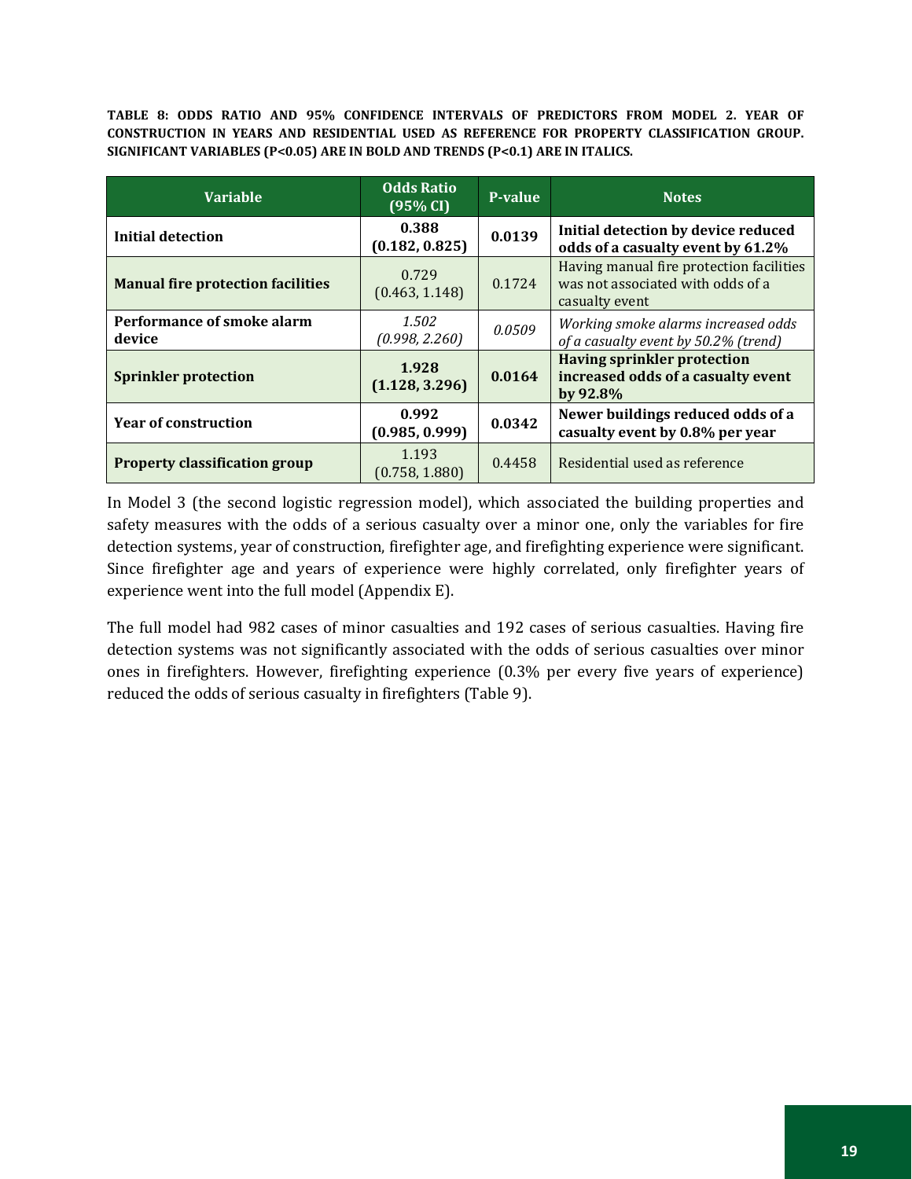**TABLE 8: ODDS RATIO AND 95% CONFIDENCE INTERVALS OF PREDICTORS FROM MODEL 2. YEAR OF CONSTRUCTION IN YEARS AND RESIDENTIAL USED AS REFERENCE FOR PROPERTY CLASSIFICATION GROUP. SIGNIFICANT VARIABLES (P<0.05) ARE IN BOLD AND TRENDS (P<0.1) ARE IN ITALICS.**

| Variable | Odds Ratio (95% CI) | P-value | Notes |
|---|---|---|---|
| **Initial detection** | **0.388 (0.182, 0.825)** | **0.0139** | **Initial detection by device reduced odds of a casualty event by 61.2%** |
| **Manual fire protection facilities** | 0.729 (0.463, 1.148) | 0.1724 | Having manual fire protection facilities was not associated with odds of a casualty event |
| **Performance of smoke alarm device** | *1.502 (0.998, 2.260)* | *0.0509* | *Working smoke alarms increased odds of a casualty event by 50.2% (trend)* |
| **Sprinkler protection** | **1.928 (1.128, 3.296)** | **0.0164** | **Having sprinkler protection increased odds of a casualty event by 92.8%** |
| **Year of construction** | **0.992 (0.985, 0.999)** | **0.0342** | **Newer buildings reduced odds of a casualty event by 0.8% per year** |
| **Property classification group** | 1.193 (0.758, 1.880) | 0.4458 | Residential used as reference |

In Model 3 (the second logistic regression model), which associated the building properties and safety measures with the odds of a serious casualty over a minor one, only the variables for fire detection systems, year of construction, firefighter age, and firefighting experience were significant. Since firefighter age and years of experience were highly correlated, only firefighter years of experience went into the full model (Appendix E).

The full model had 982 cases of minor casualties and 192 cases of serious casualties. Having fire detection systems was not significantly associated with the odds of serious casualties over minor ones in firefighters. However, firefighting experience (0.3% per every five years of experience) reduced the odds of serious casualty in firefighters (Table 9).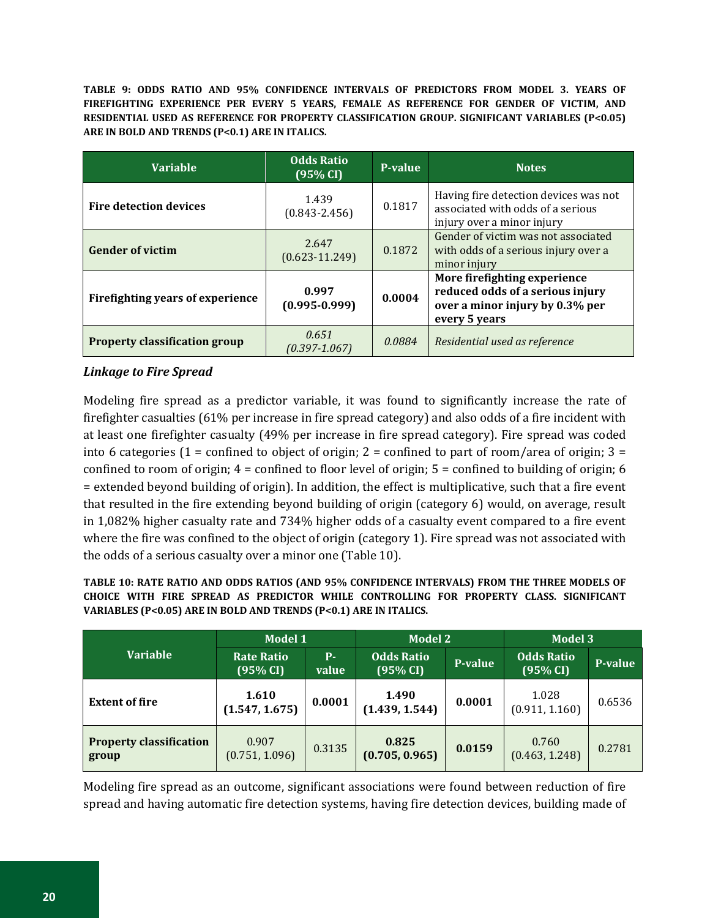**TABLE 9: ODDS RATIO AND 95% CONFIDENCE INTERVALS OF PREDICTORS FROM MODEL 3. YEARS OF FIREFIGHTING EXPERIENCE PER EVERY 5 YEARS, FEMALE AS REFERENCE FOR GENDER OF VICTIM, AND RESIDENTIAL USED AS REFERENCE FOR PROPERTY CLASSIFICATION GROUP. SIGNIFICANT VARIABLES (P<0.05) ARE IN BOLD AND TRENDS (P<0.1) ARE IN ITALICS.**

| Variable | Odds Ratio (95% CI) | P-value | Notes |
|---|---|---|---|
| **Fire detection devices** | 1.439 (0.843-2.456) | 0.1817 | Having fire detection devices was not associated with odds of a serious injury over a minor injury |
| **Gender of victim** | 2.647 (0.623-11.249) | 0.1872 | Gender of victim was not associated with odds of a serious injury over a minor injury |
| **Firefighting years of experience** | **0.997 (0.995-0.999)** | **0.0004** | **More firefighting experience reduced odds of a serious injury over a minor injury by 0.3% per every 5 years** |
| **Property classification group** | *0.651 (0.397-1.067)* | *0.0884* | *Residential used as reference* |

### *Linkage to Fire Spread*

Modeling fire spread as a predictor variable, it was found to significantly increase the rate of firefighter casualties (61% per increase in fire spread category) and also odds of a fire incident with at least one firefighter casualty (49% per increase in fire spread category). Fire spread was coded into 6 categories (1 = confined to object of origin; 2 = confined to part of room/area of origin; 3 = confined to room of origin; 4 = confined to floor level of origin; 5 = confined to building of origin; 6 = extended beyond building of origin). In addition, the effect is multiplicative, such that a fire event that resulted in the fire extending beyond building of origin (category 6) would, on average, result in 1,082% higher casualty rate and 734% higher odds of a casualty event compared to a fire event where the fire was confined to the object of origin (category 1). Fire spread was not associated with the odds of a serious casualty over a minor one (Table 10).

**TABLE 10: RATE RATIO AND ODDS RATIOS (AND 95% CONFIDENCE INTERVALS) FROM THE THREE MODELS OF CHOICE WITH FIRE SPREAD AS PREDICTOR WHILE CONTROLLING FOR PROPERTY CLASS. SIGNIFICANT VARIABLES (P<0.05) ARE IN BOLD AND TRENDS (P<0.1) ARE IN ITALICS.**

| Variable | Model 1 | | Model 2 | | Model 3 | |
|---|---|---|---|---|---|---|
| | Rate Ratio (95% CI) | P-value | Odds Ratio (95% CI) | P-value | Odds Ratio (95% CI) | P-value |
| **Extent of fire** | **1.610 (1.547, 1.675)** | **0.0001** | **1.490 (1.439, 1.544)** | **0.0001** | 1.028 (0.911, 1.160) | 0.6536 |
| **Property classification group** | 0.907 (0.751, 1.096) | 0.3135 | **0.825 (0.705, 0.965)** | **0.0159** | 0.760 (0.463, 1.248) | 0.2781 |

Modeling fire spread as an outcome, significant associations were found between reduction of fire spread and having automatic fire detection systems, having fire detection devices, building made of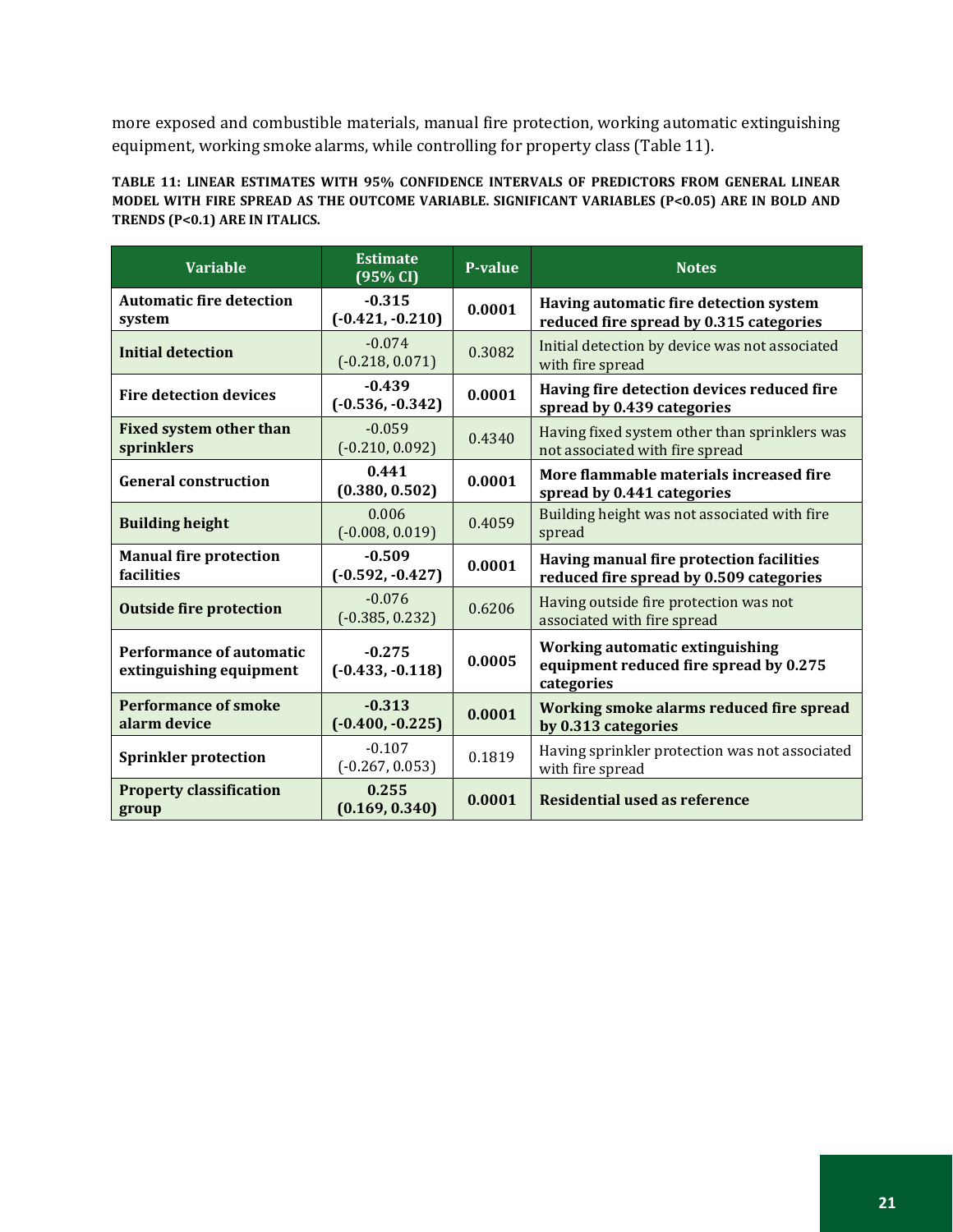more exposed and combustible materials, manual fire protection, working automatic extinguishing equipment, working smoke alarms, while controlling for property class (Table 11).

**TABLE 11: LINEAR ESTIMATES WITH 95% CONFIDENCE INTERVALS OF PREDICTORS FROM GENERAL LINEAR MODEL WITH FIRE SPREAD AS THE OUTCOME VARIABLE. SIGNIFICANT VARIABLES (P<0.05) ARE IN BOLD AND TRENDS (P<0.1) ARE IN ITALICS.**

| Variable | Estimate (95% CI) | P-value | Notes |
|---|---|---|---|
| **Automatic fire detection system** | **-0.315 (-0.421, -0.210)** | **0.0001** | **Having automatic fire detection system reduced fire spread by 0.315 categories** |
| **Initial detection** | -0.074 (-0.218, 0.071) | 0.3082 | Initial detection by device was not associated with fire spread |
| **Fire detection devices** | **-0.439 (-0.536, -0.342)** | **0.0001** | **Having fire detection devices reduced fire spread by 0.439 categories** |
| **Fixed system other than sprinklers** | -0.059 (-0.210, 0.092) | 0.4340 | Having fixed system other than sprinklers was not associated with fire spread |
| **General construction** | **0.441 (0.380, 0.502)** | **0.0001** | **More flammable materials increased fire spread by 0.441 categories** |
| **Building height** | 0.006 (-0.008, 0.019) | 0.4059 | Building height was not associated with fire spread |
| **Manual fire protection facilities** | **-0.509 (-0.592, -0.427)** | **0.0001** | **Having manual fire protection facilities reduced fire spread by 0.509 categories** |
| **Outside fire protection** | -0.076 (-0.385, 0.232) | 0.6206 | Having outside fire protection was not associated with fire spread |
| **Performance of automatic extinguishing equipment** | **-0.275 (-0.433, -0.118)** | **0.0005** | **Working automatic extinguishing equipment reduced fire spread by 0.275 categories** |
| **Performance of smoke alarm device** | **-0.313 (-0.400, -0.225)** | **0.0001** | **Working smoke alarms reduced fire spread by 0.313 categories** |
| **Sprinkler protection** | -0.107 (-0.267, 0.053) | 0.1819 | Having sprinkler protection was not associated with fire spread |
| **Property classification group** | **0.255 (0.169, 0.340)** | **0.0001** | **Residential used as reference** |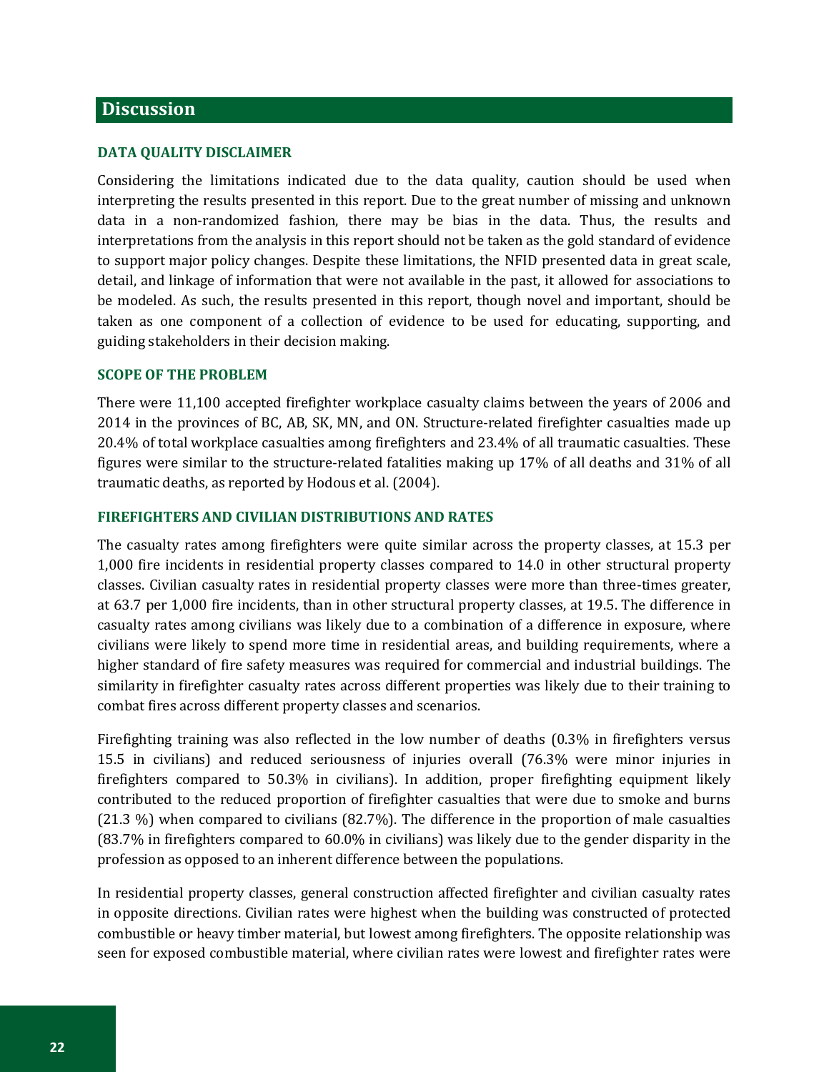## Discussion

### DATA QUALITY DISCLAIMER

Considering the limitations indicated due to the data quality, caution should be used when interpreting the results presented in this report. Due to the great number of missing and unknown data in a non-randomized fashion, there may be bias in the data. Thus, the results and interpretations from the analysis in this report should not be taken as the gold standard of evidence to support major policy changes. Despite these limitations, the NFID presented data in great scale, detail, and linkage of information that were not available in the past, it allowed for associations to be modeled. As such, the results presented in this report, though novel and important, should be taken as one component of a collection of evidence to be used for educating, supporting, and guiding stakeholders in their decision making.

### SCOPE OF THE PROBLEM

There were 11,100 accepted firefighter workplace casualty claims between the years of 2006 and 2014 in the provinces of BC, AB, SK, MN, and ON. Structure-related firefighter casualties made up 20.4% of total workplace casualties among firefighters and 23.4% of all traumatic casualties. These figures were similar to the structure-related fatalities making up 17% of all deaths and 31% of all traumatic deaths, as reported by Hodous et al. (2004).

### FIREFIGHTERS AND CIVILIAN DISTRIBUTIONS AND RATES

The casualty rates among firefighters were quite similar across the property classes, at 15.3 per 1,000 fire incidents in residential property classes compared to 14.0 in other structural property classes. Civilian casualty rates in residential property classes were more than three-times greater, at 63.7 per 1,000 fire incidents, than in other structural property classes, at 19.5. The difference in casualty rates among civilians was likely due to a combination of a difference in exposure, where civilians were likely to spend more time in residential areas, and building requirements, where a higher standard of fire safety measures was required for commercial and industrial buildings. The similarity in firefighter casualty rates across different properties was likely due to their training to combat fires across different property classes and scenarios.

Firefighting training was also reflected in the low number of deaths (0.3% in firefighters versus 15.5 in civilians) and reduced seriousness of injuries overall (76.3% were minor injuries in firefighters compared to 50.3% in civilians). In addition, proper firefighting equipment likely contributed to the reduced proportion of firefighter casualties that were due to smoke and burns (21.3 %) when compared to civilians (82.7%). The difference in the proportion of male casualties (83.7% in firefighters compared to 60.0% in civilians) was likely due to the gender disparity in the profession as opposed to an inherent difference between the populations.

In residential property classes, general construction affected firefighter and civilian casualty rates in opposite directions. Civilian rates were highest when the building was constructed of protected combustible or heavy timber material, but lowest among firefighters. The opposite relationship was seen for exposed combustible material, where civilian rates were lowest and firefighter rates were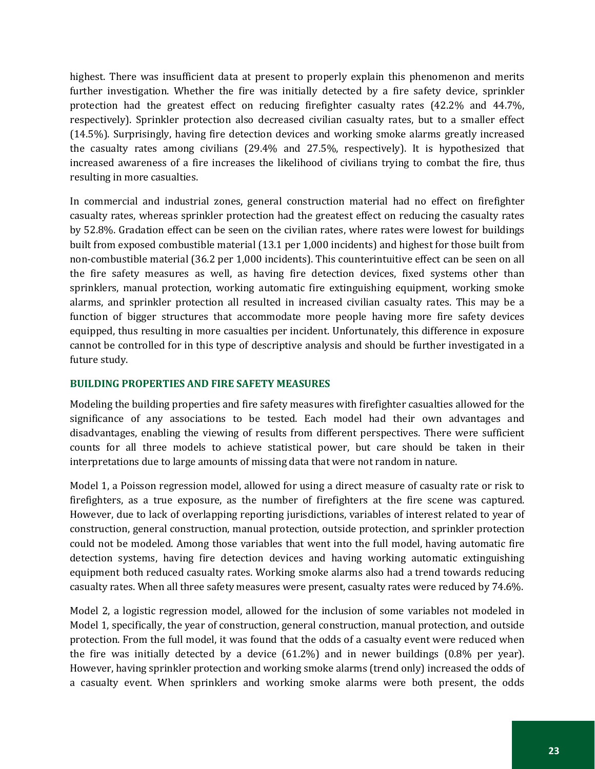highest. There was insufficient data at present to properly explain this phenomenon and merits further investigation. Whether the fire was initially detected by a fire safety device, sprinkler protection had the greatest effect on reducing firefighter casualty rates (42.2% and 44.7%, respectively). Sprinkler protection also decreased civilian casualty rates, but to a smaller effect (14.5%). Surprisingly, having fire detection devices and working smoke alarms greatly increased the casualty rates among civilians (29.4% and 27.5%, respectively). It is hypothesized that increased awareness of a fire increases the likelihood of civilians trying to combat the fire, thus resulting in more casualties.

In commercial and industrial zones, general construction material had no effect on firefighter casualty rates, whereas sprinkler protection had the greatest effect on reducing the casualty rates by 52.8%. Gradation effect can be seen on the civilian rates, where rates were lowest for buildings built from exposed combustible material (13.1 per 1,000 incidents) and highest for those built from non-combustible material (36.2 per 1,000 incidents). This counterintuitive effect can be seen on all the fire safety measures as well, as having fire detection devices, fixed systems other than sprinklers, manual protection, working automatic fire extinguishing equipment, working smoke alarms, and sprinkler protection all resulted in increased civilian casualty rates. This may be a function of bigger structures that accommodate more people having more fire safety devices equipped, thus resulting in more casualties per incident. Unfortunately, this difference in exposure cannot be controlled for in this type of descriptive analysis and should be further investigated in a future study.

### BUILDING PROPERTIES AND FIRE SAFETY MEASURES

Modeling the building properties and fire safety measures with firefighter casualties allowed for the significance of any associations to be tested. Each model had their own advantages and disadvantages, enabling the viewing of results from different perspectives. There were sufficient counts for all three models to achieve statistical power, but care should be taken in their interpretations due to large amounts of missing data that were not random in nature.

Model 1, a Poisson regression model, allowed for using a direct measure of casualty rate or risk to firefighters, as a true exposure, as the number of firefighters at the fire scene was captured. However, due to lack of overlapping reporting jurisdictions, variables of interest related to year of construction, general construction, manual protection, outside protection, and sprinkler protection could not be modeled. Among those variables that went into the full model, having automatic fire detection systems, having fire detection devices and having working automatic extinguishing equipment both reduced casualty rates. Working smoke alarms also had a trend towards reducing casualty rates. When all three safety measures were present, casualty rates were reduced by 74.6%.

Model 2, a logistic regression model, allowed for the inclusion of some variables not modeled in Model 1, specifically, the year of construction, general construction, manual protection, and outside protection. From the full model, it was found that the odds of a casualty event were reduced when the fire was initially detected by a device (61.2%) and in newer buildings (0.8% per year). However, having sprinkler protection and working smoke alarms (trend only) increased the odds of a casualty event. When sprinklers and working smoke alarms were both present, the odds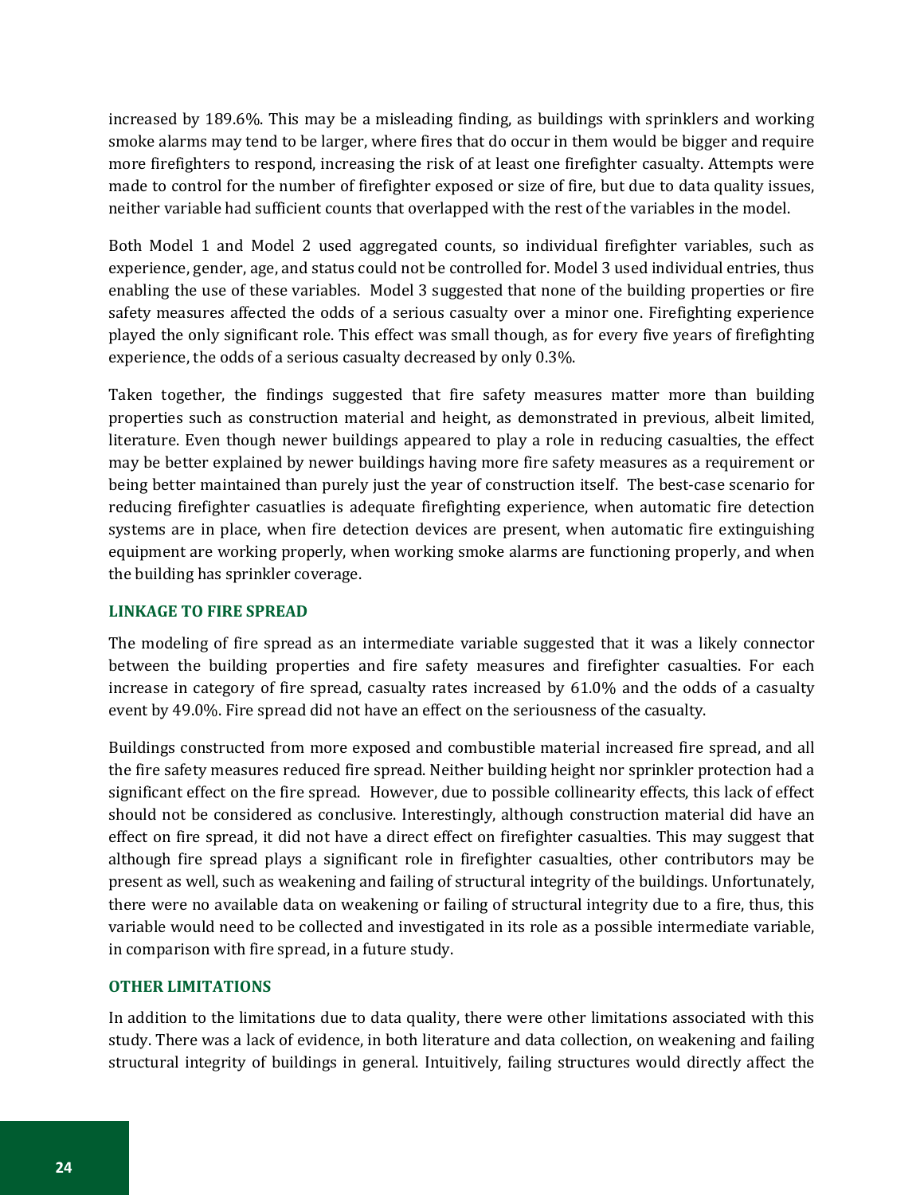increased by 189.6%. This may be a misleading finding, as buildings with sprinklers and working smoke alarms may tend to be larger, where fires that do occur in them would be bigger and require more firefighters to respond, increasing the risk of at least one firefighter casualty. Attempts were made to control for the number of firefighter exposed or size of fire, but due to data quality issues, neither variable had sufficient counts that overlapped with the rest of the variables in the model.

Both Model 1 and Model 2 used aggregated counts, so individual firefighter variables, such as experience, gender, age, and status could not be controlled for. Model 3 used individual entries, thus enabling the use of these variables. Model 3 suggested that none of the building properties or fire safety measures affected the odds of a serious casualty over a minor one. Firefighting experience played the only significant role. This effect was small though, as for every five years of firefighting experience, the odds of a serious casualty decreased by only 0.3%.

Taken together, the findings suggested that fire safety measures matter more than building properties such as construction material and height, as demonstrated in previous, albeit limited, literature. Even though newer buildings appeared to play a role in reducing casualties, the effect may be better explained by newer buildings having more fire safety measures as a requirement or being better maintained than purely just the year of construction itself. The best-case scenario for reducing firefighter casuatlies is adequate firefighting experience, when automatic fire detection systems are in place, when fire detection devices are present, when automatic fire extinguishing equipment are working properly, when working smoke alarms are functioning properly, and when the building has sprinkler coverage.

### LINKAGE TO FIRE SPREAD

The modeling of fire spread as an intermediate variable suggested that it was a likely connector between the building properties and fire safety measures and firefighter casualties. For each increase in category of fire spread, casualty rates increased by 61.0% and the odds of a casualty event by 49.0%. Fire spread did not have an effect on the seriousness of the casualty.

Buildings constructed from more exposed and combustible material increased fire spread, and all the fire safety measures reduced fire spread. Neither building height nor sprinkler protection had a significant effect on the fire spread. However, due to possible collinearity effects, this lack of effect should not be considered as conclusive. Interestingly, although construction material did have an effect on fire spread, it did not have a direct effect on firefighter casualties. This may suggest that although fire spread plays a significant role in firefighter casualties, other contributors may be present as well, such as weakening and failing of structural integrity of the buildings. Unfortunately, there were no available data on weakening or failing of structural integrity due to a fire, thus, this variable would need to be collected and investigated in its role as a possible intermediate variable, in comparison with fire spread, in a future study.

### OTHER LIMITATIONS

In addition to the limitations due to data quality, there were other limitations associated with this study. There was a lack of evidence, in both literature and data collection, on weakening and failing structural integrity of buildings in general. Intuitively, failing structures would directly affect the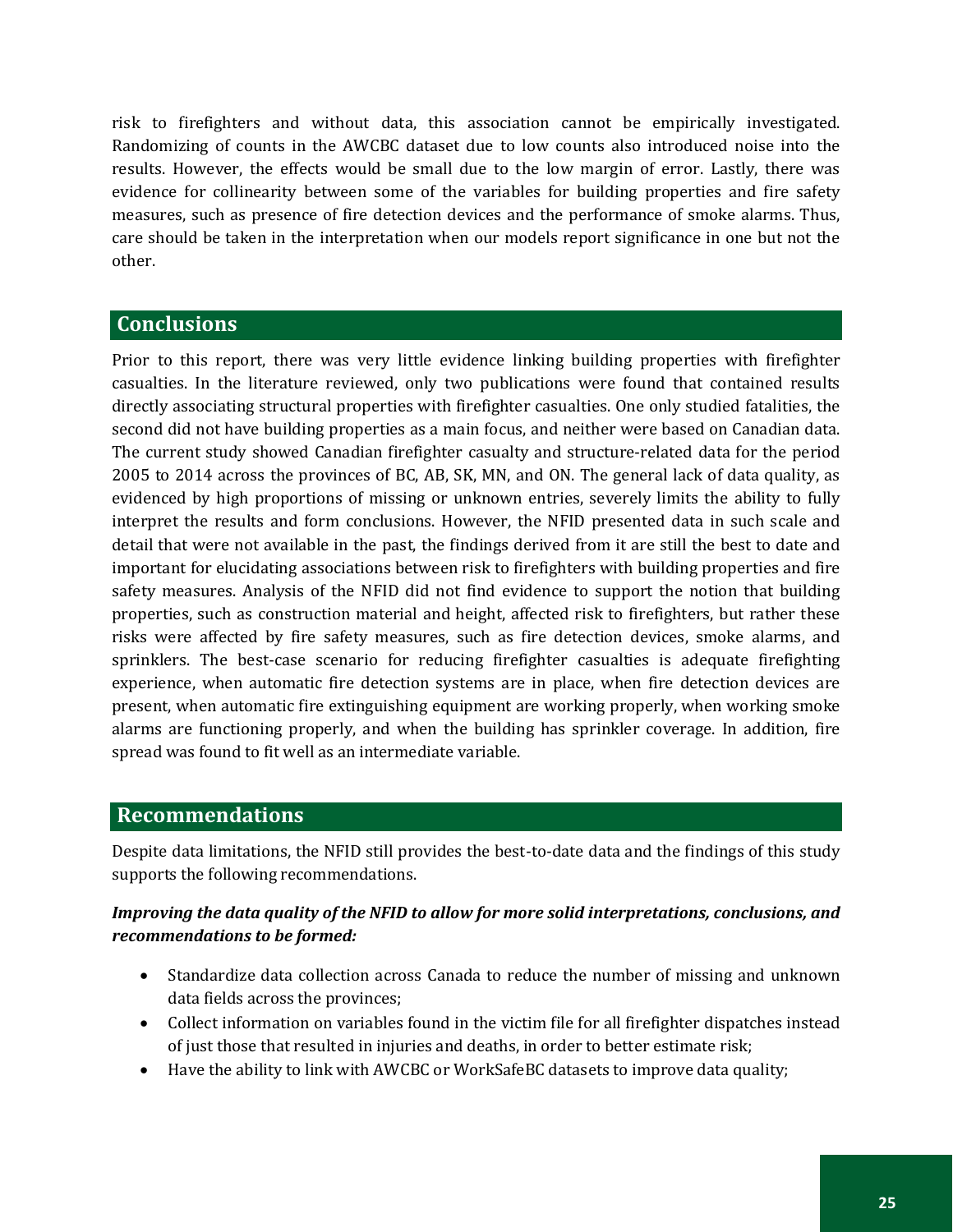risk to firefighters and without data, this association cannot be empirically investigated. Randomizing of counts in the AWCBC dataset due to low counts also introduced noise into the results. However, the effects would be small due to the low margin of error. Lastly, there was evidence for collinearity between some of the variables for building properties and fire safety measures, such as presence of fire detection devices and the performance of smoke alarms. Thus, care should be taken in the interpretation when our models report significance in one but not the other.

## Conclusions

Prior to this report, there was very little evidence linking building properties with firefighter casualties. In the literature reviewed, only two publications were found that contained results directly associating structural properties with firefighter casualties. One only studied fatalities, the second did not have building properties as a main focus, and neither were based on Canadian data. The current study showed Canadian firefighter casualty and structure-related data for the period 2005 to 2014 across the provinces of BC, AB, SK, MN, and ON. The general lack of data quality, as evidenced by high proportions of missing or unknown entries, severely limits the ability to fully interpret the results and form conclusions. However, the NFID presented data in such scale and detail that were not available in the past, the findings derived from it are still the best to date and important for elucidating associations between risk to firefighters with building properties and fire safety measures. Analysis of the NFID did not find evidence to support the notion that building properties, such as construction material and height, affected risk to firefighters, but rather these risks were affected by fire safety measures, such as fire detection devices, smoke alarms, and sprinklers. The best-case scenario for reducing firefighter casualties is adequate firefighting experience, when automatic fire detection systems are in place, when fire detection devices are present, when automatic fire extinguishing equipment are working properly, when working smoke alarms are functioning properly, and when the building has sprinkler coverage. In addition, fire spread was found to fit well as an intermediate variable.

## Recommendations

Despite data limitations, the NFID still provides the best-to-date data and the findings of this study supports the following recommendations.

***Improving the data quality of the NFID to allow for more solid interpretations, conclusions, and recommendations to be formed:***

- Standardize data collection across Canada to reduce the number of missing and unknown data fields across the provinces;
- Collect information on variables found in the victim file for all firefighter dispatches instead of just those that resulted in injuries and deaths, in order to better estimate risk;
- Have the ability to link with AWCBC or WorkSafeBC datasets to improve data quality;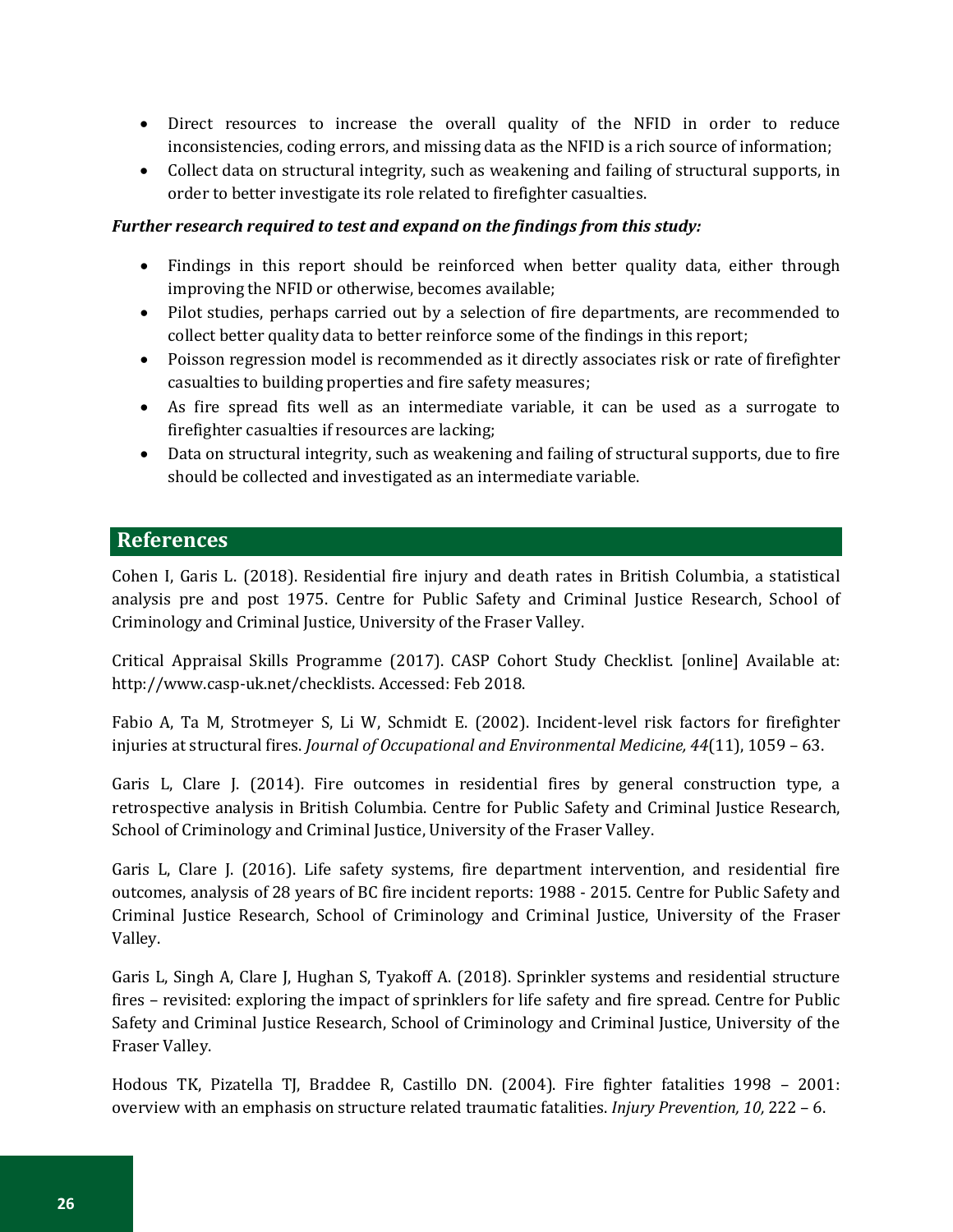- Direct resources to increase the overall quality of the NFID in order to reduce inconsistencies, coding errors, and missing data as the NFID is a rich source of information;
- Collect data on structural integrity, such as weakening and failing of structural supports, in order to better investigate its role related to firefighter casualties.

***Further research required to test and expand on the findings from this study:***

- Findings in this report should be reinforced when better quality data, either through improving the NFID or otherwise, becomes available;
- Pilot studies, perhaps carried out by a selection of fire departments, are recommended to collect better quality data to better reinforce some of the findings in this report;
- Poisson regression model is recommended as it directly associates risk or rate of firefighter casualties to building properties and fire safety measures;
- As fire spread fits well as an intermediate variable, it can be used as a surrogate to firefighter casualties if resources are lacking;
- Data on structural integrity, such as weakening and failing of structural supports, due to fire should be collected and investigated as an intermediate variable.

## References

Cohen I, Garis L. (2018). Residential fire injury and death rates in British Columbia, a statistical analysis pre and post 1975. Centre for Public Safety and Criminal Justice Research, School of Criminology and Criminal Justice, University of the Fraser Valley.

Critical Appraisal Skills Programme (2017). CASP Cohort Study Checklist. [online] Available at: http://www.casp-uk.net/checklists. Accessed: Feb 2018.

Fabio A, Ta M, Strotmeyer S, Li W, Schmidt E. (2002). Incident-level risk factors for firefighter injuries at structural fires. *Journal of Occupational and Environmental Medicine, 44*(11), 1059 – 63.

Garis L, Clare J. (2014). Fire outcomes in residential fires by general construction type, a retrospective analysis in British Columbia. Centre for Public Safety and Criminal Justice Research, School of Criminology and Criminal Justice, University of the Fraser Valley.

Garis L, Clare J. (2016). Life safety systems, fire department intervention, and residential fire outcomes, analysis of 28 years of BC fire incident reports: 1988 - 2015. Centre for Public Safety and Criminal Justice Research, School of Criminology and Criminal Justice, University of the Fraser Valley.

Garis L, Singh A, Clare J, Hughan S, Tyakoff A. (2018). Sprinkler systems and residential structure fires – revisited: exploring the impact of sprinklers for life safety and fire spread. Centre for Public Safety and Criminal Justice Research, School of Criminology and Criminal Justice, University of the Fraser Valley.

Hodous TK, Pizatella TJ, Braddee R, Castillo DN. (2004). Fire fighter fatalities 1998 – 2001: overview with an emphasis on structure related traumatic fatalities. *Injury Prevention, 10,* 222 – 6.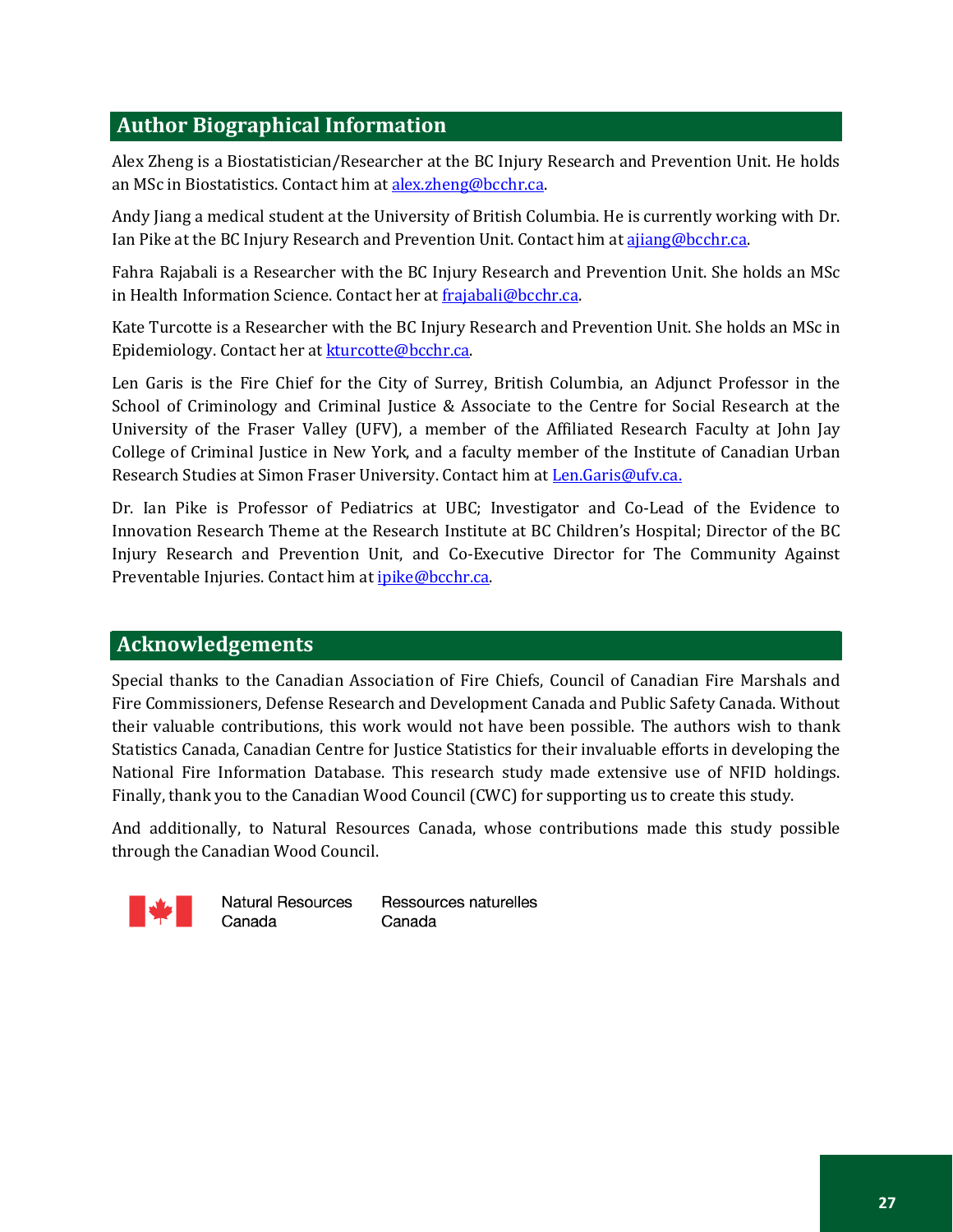## Author Biographical Information

Alex Zheng is a Biostatistician/Researcher at the BC Injury Research and Prevention Unit. He holds an MSc in Biostatistics. Contact him at alex.zheng@bcchr.ca.

Andy Jiang a medical student at the University of British Columbia. He is currently working with Dr. Ian Pike at the BC Injury Research and Prevention Unit. Contact him at ajiang@bcchr.ca.

Fahra Rajabali is a Researcher with the BC Injury Research and Prevention Unit. She holds an MSc in Health Information Science. Contact her at frajabali@bcchr.ca.

Kate Turcotte is a Researcher with the BC Injury Research and Prevention Unit. She holds an MSc in Epidemiology. Contact her at kturcotte@bcchr.ca.

Len Garis is the Fire Chief for the City of Surrey, British Columbia, an Adjunct Professor in the School of Criminology and Criminal Justice & Associate to the Centre for Social Research at the University of the Fraser Valley (UFV), a member of the Affiliated Research Faculty at John Jay College of Criminal Justice in New York, and a faculty member of the Institute of Canadian Urban Research Studies at Simon Fraser University. Contact him at Len.Garis@ufv.ca.

Dr. Ian Pike is Professor of Pediatrics at UBC; Investigator and Co-Lead of the Evidence to Innovation Research Theme at the Research Institute at BC Children's Hospital; Director of the BC Injury Research and Prevention Unit, and Co-Executive Director for The Community Against Preventable Injuries. Contact him at ipike@bcchr.ca.

## Acknowledgements

Special thanks to the Canadian Association of Fire Chiefs, Council of Canadian Fire Marshals and Fire Commissioners, Defense Research and Development Canada and Public Safety Canada. Without their valuable contributions, this work would not have been possible. The authors wish to thank Statistics Canada, Canadian Centre for Justice Statistics for their invaluable efforts in developing the National Fire Information Database. This research study made extensive use of NFID holdings. Finally, thank you to the Canadian Wood Council (CWC) for supporting us to create this study.

And additionally, to Natural Resources Canada, whose contributions made this study possible through the Canadian Wood Council.

Natural Resources Canada    Ressources naturelles Canada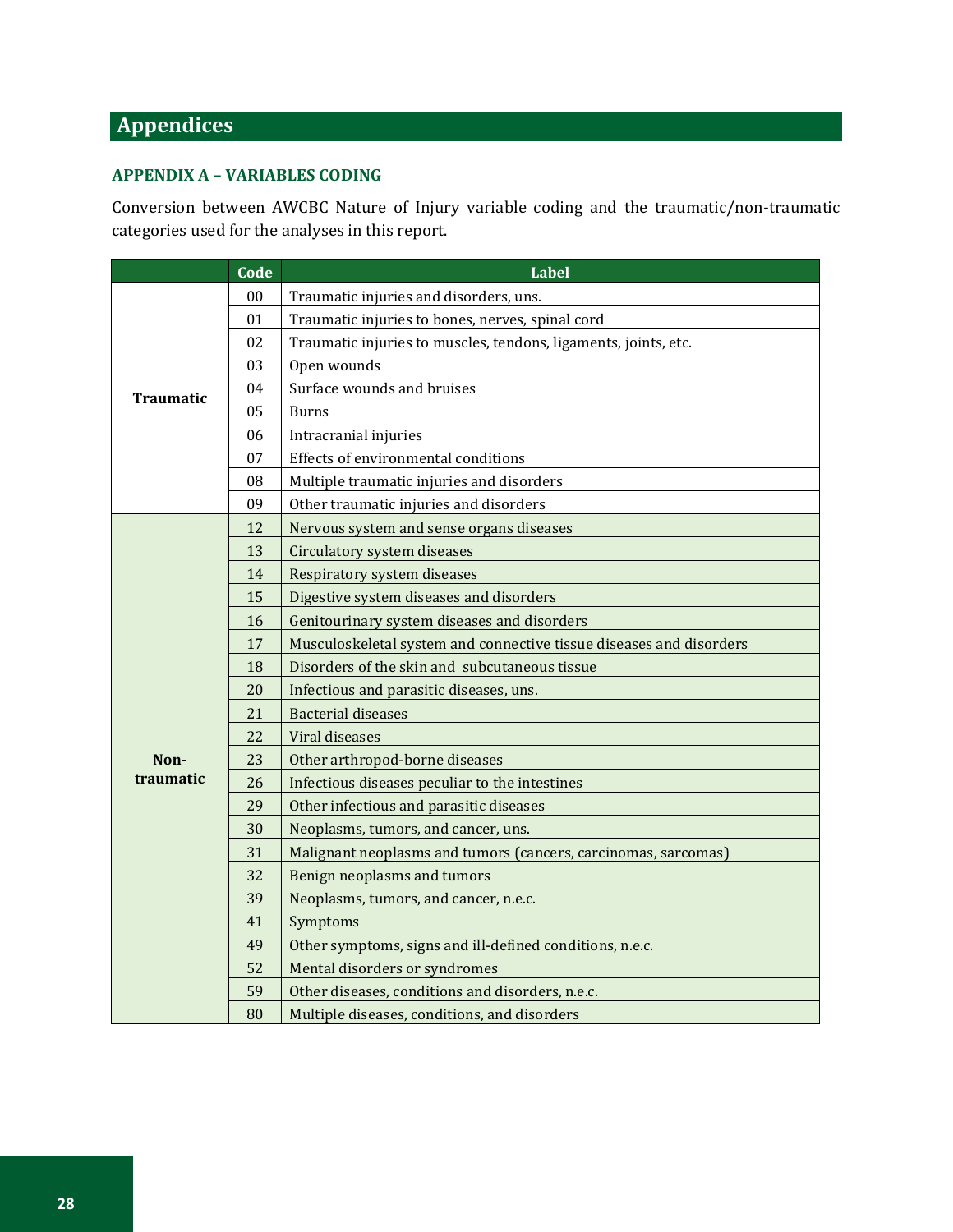# Appendices

## APPENDIX A – VARIABLES CODING

Conversion between AWCBC Nature of Injury variable coding and the traumatic/non-traumatic categories used for the analyses in this report.

| | Code | Label |
|---|---|---|
| **Traumatic** | 00 | Traumatic injuries and disorders, uns. |
| | 01 | Traumatic injuries to bones, nerves, spinal cord |
| | 02 | Traumatic injuries to muscles, tendons, ligaments, joints, etc. |
| | 03 | Open wounds |
| | 04 | Surface wounds and bruises |
| | 05 | Burns |
| | 06 | Intracranial injuries |
| | 07 | Effects of environmental conditions |
| | 08 | Multiple traumatic injuries and disorders |
| | 09 | Other traumatic injuries and disorders |
| **Non-traumatic** | 12 | Nervous system and sense organs diseases |
| | 13 | Circulatory system diseases |
| | 14 | Respiratory system diseases |
| | 15 | Digestive system diseases and disorders |
| | 16 | Genitourinary system diseases and disorders |
| | 17 | Musculoskeletal system and connective tissue diseases and disorders |
| | 18 | Disorders of the skin and subcutaneous tissue |
| | 20 | Infectious and parasitic diseases, uns. |
| | 21 | Bacterial diseases |
| | 22 | Viral diseases |
| | 23 | Other arthropod-borne diseases |
| | 26 | Infectious diseases peculiar to the intestines |
| | 29 | Other infectious and parasitic diseases |
| | 30 | Neoplasms, tumors, and cancer, uns. |
| | 31 | Malignant neoplasms and tumors (cancers, carcinomas, sarcomas) |
| | 32 | Benign neoplasms and tumors |
| | 39 | Neoplasms, tumors, and cancer, n.e.c. |
| | 41 | Symptoms |
| | 49 | Other symptoms, signs and ill-defined conditions, n.e.c. |
| | 52 | Mental disorders or syndromes |
| | 59 | Other diseases, conditions and disorders, n.e.c. |
| | 80 | Multiple diseases, conditions, and disorders |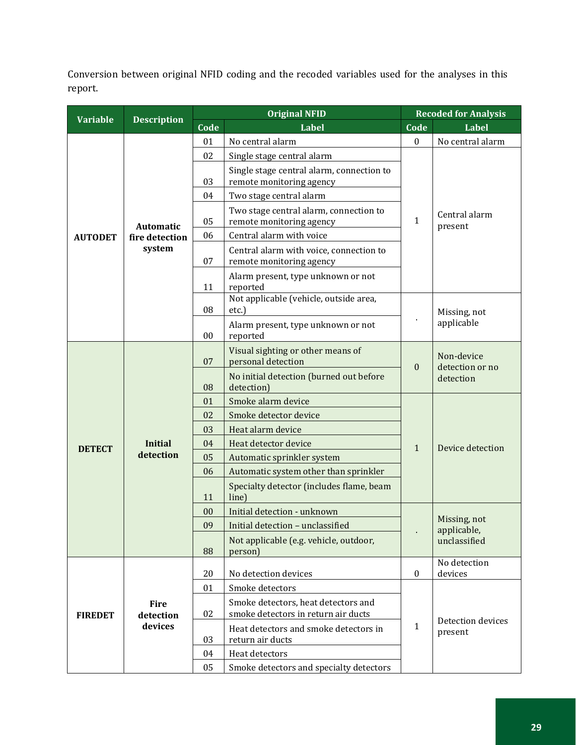Conversion between original NFID coding and the recoded variables used for the analyses in this report.

| Variable | Description | Original NFID | | Recoded for Analysis | |
|---|---|---|---|---|---|
| | | Code | Label | Code | Label |
| AUTODET | Automatic fire detection system | 01 | No central alarm | 0 | No central alarm |
| | | 02 | Single stage central alarm | 1 | Central alarm present |
| | | 03 | Single stage central alarm, connection to remote monitoring agency | | |
| | | 04 | Two stage central alarm | | |
| | | 05 | Two stage central alarm, connection to remote monitoring agency | | |
| | | 06 | Central alarm with voice | | |
| | | 07 | Central alarm with voice, connection to remote monitoring agency | | |
| | | 11 | Alarm present, type unknown or not reported | | |
| | | 08 | Not applicable (vehicle, outside area, etc.) | . | Missing, not applicable |
| | | 00 | Alarm present, type unknown or not reported | | |
| DETECT | Initial detection | 07 | Visual sighting or other means of personal detection | 0 | Non-device detection or no detection |
| | | 08 | No initial detection (burned out before detection) | | |
| | | 01 | Smoke alarm device | 1 | Device detection |
| | | 02 | Smoke detector device | | |
| | | 03 | Heat alarm device | | |
| | | 04 | Heat detector device | | |
| | | 05 | Automatic sprinkler system | | |
| | | 06 | Automatic system other than sprinkler | | |
| | | 11 | Specialty detector (includes flame, beam line) | | |
| | | 00 | Initial detection - unknown | . | Missing, not applicable, unclassified |
| | | 09 | Initial detection – unclassified | | |
| | | 88 | Not applicable (e.g. vehicle, outdoor, person) | | |
| FIREDET | Fire detection devices | 20 | No detection devices | 0 | No detection devices |
| | | 01 | Smoke detectors | 1 | Detection devices present |
| | | 02 | Smoke detectors, heat detectors and smoke detectors in return air ducts | | |
| | | 03 | Heat detectors and smoke detectors in return air ducts | | |
| | | 04 | Heat detectors | | |
| | | 05 | Smoke detectors and specialty detectors | | |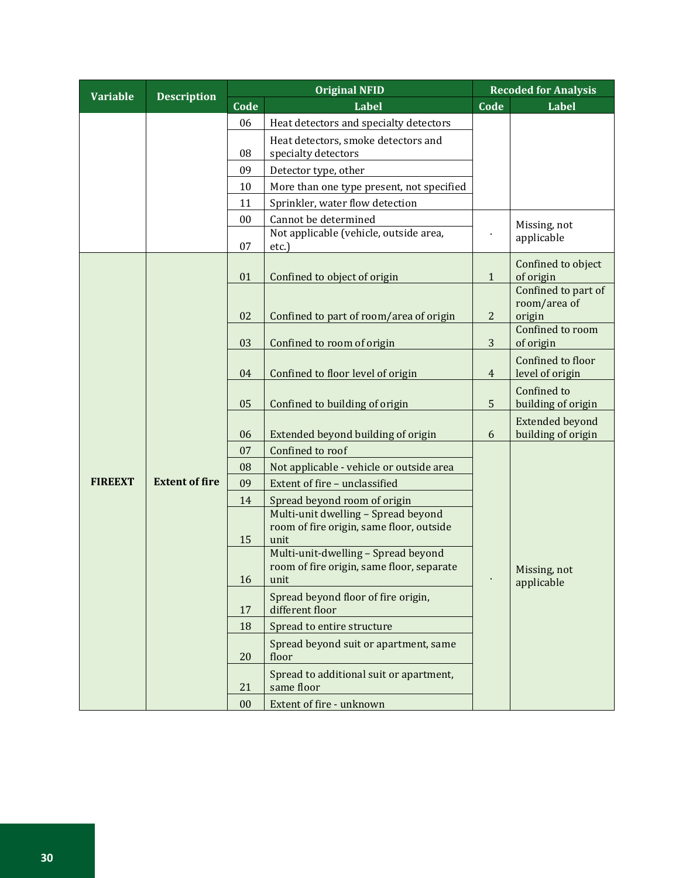| Variable | Description | Original NFID | | Recoded for Analysis | |
|---|---|---|---|---|---|
| | | Code | Label | Code | Label |
| | | 06 | Heat detectors and specialty detectors | | |
| | | 08 | Heat detectors, smoke detectors and specialty detectors | | |
| | | 09 | Detector type, other | | |
| | | 10 | More than one type present, not specified | | |
| | | 11 | Sprinkler, water flow detection | | |
| | | 00 | Cannot be determined | . | Missing, not applicable |
| | | 07 | Not applicable (vehicle, outside area, etc.) | | |
| FIREEXT | Extent of fire | 01 | Confined to object of origin | 1 | Confined to object of origin |
| | | 02 | Confined to part of room/area of origin | 2 | Confined to part of room/area of origin |
| | | 03 | Confined to room of origin | 3 | Confined to room of origin |
| | | 04 | Confined to floor level of origin | 4 | Confined to floor level of origin |
| | | 05 | Confined to building of origin | 5 | Confined to building of origin |
| | | 06 | Extended beyond building of origin | 6 | Extended beyond building of origin |
| | | 07 | Confined to roof | . | Missing, not applicable |
| | | 08 | Not applicable - vehicle or outside area | | |
| | | 09 | Extent of fire – unclassified | | |
| | | 14 | Spread beyond room of origin | | |
| | | 15 | Multi-unit dwelling – Spread beyond room of fire origin, same floor, outside unit | | |
| | | 16 | Multi-unit-dwelling – Spread beyond room of fire origin, same floor, separate unit | | |
| | | 17 | Spread beyond floor of fire origin, different floor | | |
| | | 18 | Spread to entire structure | | |
| | | 20 | Spread beyond suit or apartment, same floor | | |
| | | 21 | Spread to additional suit or apartment, same floor | | |
| | | 00 | Extent of fire - unknown | | |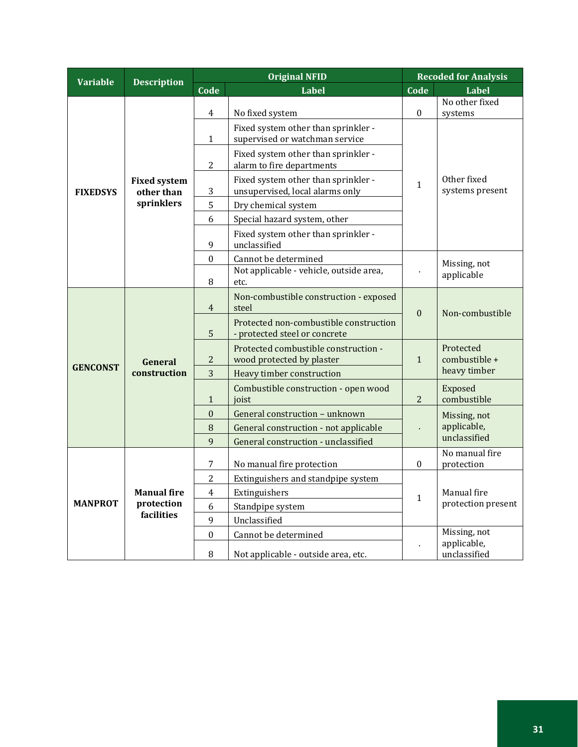| Variable | Description | Original NFID | | Recoded for Analysis | |
|---|---|---|---|---|---|
| | | Code | Label | Code | Label |
| FIXEDSYS | Fixed system other than sprinklers | 4 | No fixed system | 0 | No other fixed systems |
| | | 1 | Fixed system other than sprinkler - supervised or watchman service | 1 | Other fixed systems present |
| | | 2 | Fixed system other than sprinkler - alarm to fire departments | | |
| | | 3 | Fixed system other than sprinkler - unsupervised, local alarms only | | |
| | | 5 | Dry chemical system | | |
| | | 6 | Special hazard system, other | | |
| | | 9 | Fixed system other than sprinkler - unclassified | | |
| | | 0 | Cannot be determined | . | Missing, not applicable |
| | | 8 | Not applicable - vehicle, outside area, etc. | | |
| GENCONST | General construction | 4 | Non-combustible construction - exposed steel | 0 | Non-combustible |
| | | 5 | Protected non-combustible construction - protected steel or concrete | | |
| | | 2 | Protected combustible construction - wood protected by plaster | 1 | Protected combustible + heavy timber |
| | | 3 | Heavy timber construction | | |
| | | 1 | Combustible construction - open wood joist | 2 | Exposed combustible |
| | | 0 | General construction – unknown | . | Missing, not applicable, unclassified |
| | | 8 | General construction - not applicable | | |
| | | 9 | General construction - unclassified | | |
| MANPROT | Manual fire protection facilities | 7 | No manual fire protection | 0 | No manual fire protection |
| | | 2 | Extinguishers and standpipe system | 1 | Manual fire protection present |
| | | 4 | Extinguishers | | |
| | | 6 | Standpipe system | | |
| | | 9 | Unclassified | | |
| | | 0 | Cannot be determined | . | Missing, not applicable, unclassified |
| | | 8 | Not applicable - outside area, etc. | | |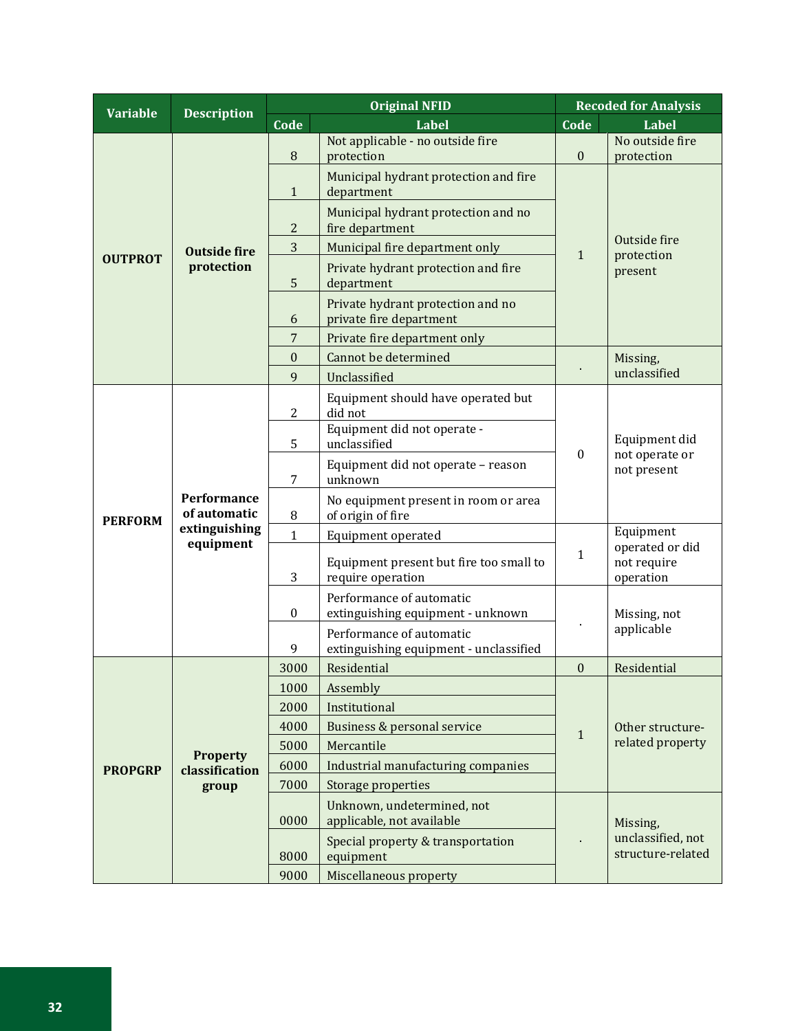| Variable | Description | Original NFID | | Recoded for Analysis | |
|---|---|---|---|---|---|
| | | Code | Label | Code | Label |
| OUTPROT | Outside fire protection | 8 | Not applicable - no outside fire protection | 0 | No outside fire protection |
| | | 1 | Municipal hydrant protection and fire department | 1 | Outside fire protection present |
| | | 2 | Municipal hydrant protection and no fire department | | |
| | | 3 | Municipal fire department only | | |
| | | 5 | Private hydrant protection and fire department | | |
| | | 6 | Private hydrant protection and no private fire department | | |
| | | 7 | Private fire department only | | |
| | | 0 | Cannot be determined | . | Missing, unclassified |
| | | 9 | Unclassified | | |
| PERFORM | Performance of automatic extinguishing equipment | 2 | Equipment should have operated but did not | 0 | Equipment did not operate or not present |
| | | 5 | Equipment did not operate - unclassified | | |
| | | 7 | Equipment did not operate – reason unknown | | |
| | | 8 | No equipment present in room or area of origin of fire | | |
| | | 1 | Equipment operated | 1 | Equipment operated or did not require operation |
| | | 3 | Equipment present but fire too small to require operation | | |
| | | 0 | Performance of automatic extinguishing equipment - unknown | . | Missing, not applicable |
| | | 9 | Performance of automatic extinguishing equipment - unclassified | | |
| PROPGRP | Property classification group | 3000 | Residential | 0 | Residential |
| | | 1000 | Assembly | 1 | Other structure-related property |
| | | 2000 | Institutional | | |
| | | 4000 | Business & personal service | | |
| | | 5000 | Mercantile | | |
| | | 6000 | Industrial manufacturing companies | | |
| | | 7000 | Storage properties | | |
| | | 0000 | Unknown, undetermined, not applicable, not available | . | Missing, unclassified, not structure-related |
| | | 8000 | Special property & transportation equipment | | |
| | | 9000 | Miscellaneous property | | |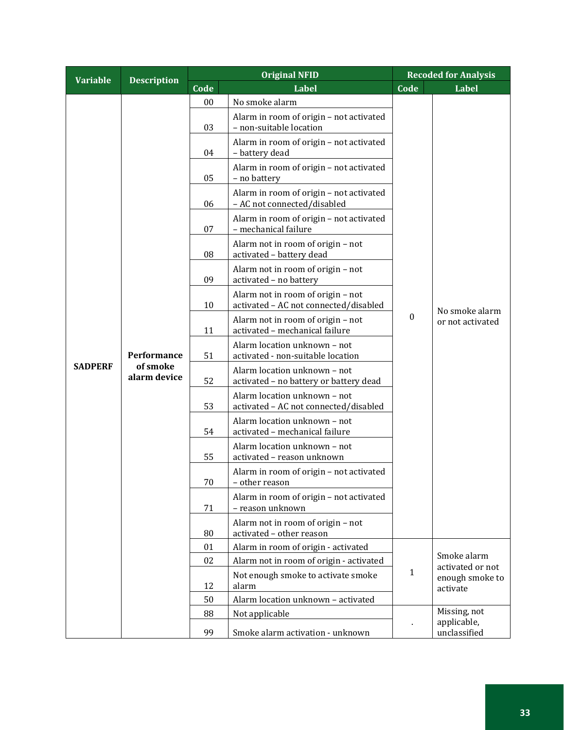| Variable | Description | Original NFID | | Recoded for Analysis | |
|---|---|---|---|---|---|
| | | Code | Label | Code | Label |
| SADPERF | Performance of smoke alarm device | 00 | No smoke alarm | 0 | No smoke alarm or not activated |
| | | 03 | Alarm in room of origin – not activated – non-suitable location | | |
| | | 04 | Alarm in room of origin – not activated – battery dead | | |
| | | 05 | Alarm in room of origin – not activated – no battery | | |
| | | 06 | Alarm in room of origin – not activated – AC not connected/disabled | | |
| | | 07 | Alarm in room of origin – not activated – mechanical failure | | |
| | | 08 | Alarm not in room of origin – not activated – battery dead | | |
| | | 09 | Alarm not in room of origin – not activated – no battery | | |
| | | 10 | Alarm not in room of origin – not activated – AC not connected/disabled | | |
| | | 11 | Alarm not in room of origin – not activated – mechanical failure | | |
| | | 51 | Alarm location unknown – not activated - non-suitable location | | |
| | | 52 | Alarm location unknown – not activated – no battery or battery dead | | |
| | | 53 | Alarm location unknown – not activated – AC not connected/disabled | | |
| | | 54 | Alarm location unknown – not activated – mechanical failure | | |
| | | 55 | Alarm location unknown – not activated – reason unknown | | |
| | | 70 | Alarm in room of origin – not activated – other reason | | |
| | | 71 | Alarm in room of origin – not activated – reason unknown | | |
| | | 80 | Alarm not in room of origin – not activated – other reason | | |
| | | 01 | Alarm in room of origin - activated | 1 | Smoke alarm activated or not enough smoke to activate |
| | | 02 | Alarm not in room of origin - activated | | |
| | | 12 | Not enough smoke to activate smoke alarm | | |
| | | 50 | Alarm location unknown – activated | | |
| | | 88 | Not applicable | . | Missing, not applicable, unclassified |
| | | 99 | Smoke alarm activation - unknown | | |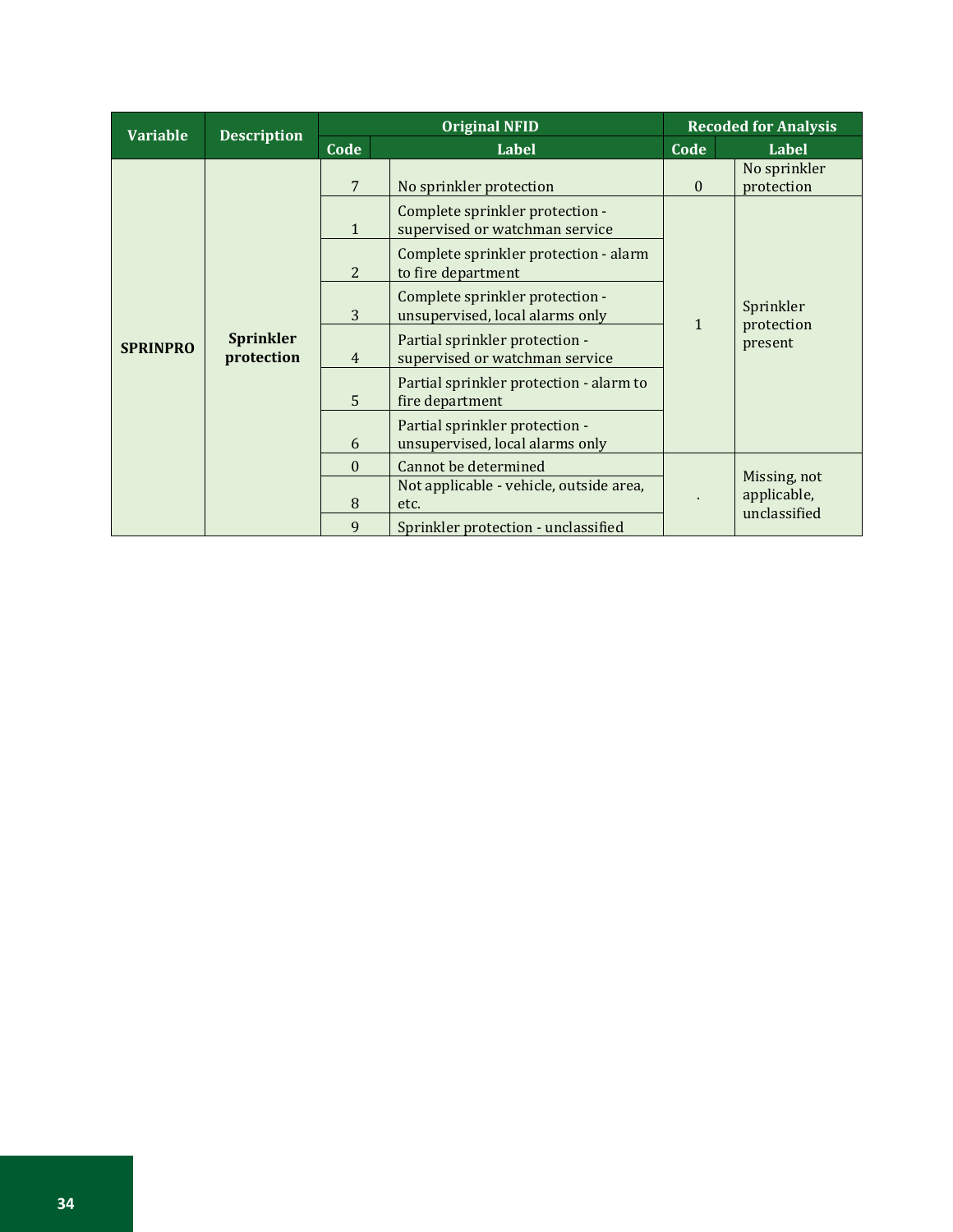| Variable | Description | Original NFID | | Recoded for Analysis | |
|---|---|---|---|---|---|
| | | Code | Label | Code | Label |
| **SPRINPRO** | **Sprinkler protection** | 7 | No sprinkler protection | 0 | No sprinkler protection |
| | | 1 | Complete sprinkler protection - supervised or watchman service | 1 | Sprinkler protection present |
| | | 2 | Complete sprinkler protection - alarm to fire department | | |
| | | 3 | Complete sprinkler protection - unsupervised, local alarms only | | |
| | | 4 | Partial sprinkler protection - supervised or watchman service | | |
| | | 5 | Partial sprinkler protection - alarm to fire department | | |
| | | 6 | Partial sprinkler protection - unsupervised, local alarms only | | |
| | | 0 | Cannot be determined | . | Missing, not applicable, unclassified |
| | | 8 | Not applicable - vehicle, outside area, etc. | | |
| | | 9 | Sprinkler protection - unclassified | | |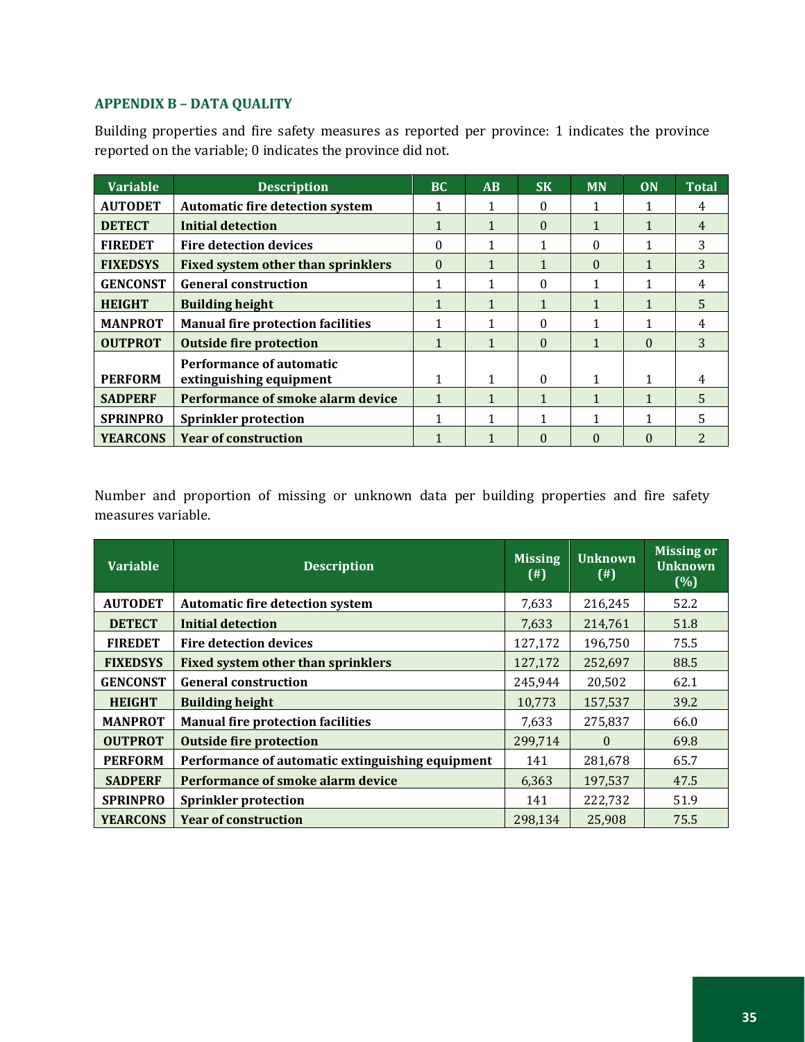## APPENDIX B – DATA QUALITY

Building properties and fire safety measures as reported per province: 1 indicates the province reported on the variable; 0 indicates the province did not.

| Variable | Description | BC | AB | SK | MN | ON | Total |
|---|---|---|---|---|---|---|---|
| **AUTODET** | **Automatic fire detection system** | 1 | 1 | 0 | 1 | 1 | 4 |
| **DETECT** | **Initial detection** | 1 | 1 | 0 | 1 | 1 | 4 |
| **FIREDET** | **Fire detection devices** | 0 | 1 | 1 | 0 | 1 | 3 |
| **FIXEDSYS** | **Fixed system other than sprinklers** | 0 | 1 | 1 | 0 | 1 | 3 |
| **GENCONST** | **General construction** | 1 | 1 | 0 | 1 | 1 | 4 |
| **HEIGHT** | **Building height** | 1 | 1 | 1 | 1 | 1 | 5 |
| **MANPROT** | **Manual fire protection facilities** | 1 | 1 | 0 | 1 | 1 | 4 |
| **OUTPROT** | **Outside fire protection** | 1 | 1 | 0 | 1 | 0 | 3 |
| **PERFORM** | **Performance of automatic extinguishing equipment** | 1 | 1 | 0 | 1 | 1 | 4 |
| **SADPERF** | **Performance of smoke alarm device** | 1 | 1 | 1 | 1 | 1 | 5 |
| **SPRINPRO** | **Sprinkler protection** | 1 | 1 | 1 | 1 | 1 | 5 |
| **YEARCONS** | **Year of construction** | 1 | 1 | 0 | 0 | 0 | 2 |

Number and proportion of missing or unknown data per building properties and fire safety measures variable.

| Variable | Description | Missing (#) | Unknown (#) | Missing or Unknown (%) |
|---|---|---|---|---|
| **AUTODET** | **Automatic fire detection system** | 7,633 | 216,245 | 52.2 |
| **DETECT** | **Initial detection** | 7,633 | 214,761 | 51.8 |
| **FIREDET** | **Fire detection devices** | 127,172 | 196,750 | 75.5 |
| **FIXEDSYS** | **Fixed system other than sprinklers** | 127,172 | 252,697 | 88.5 |
| **GENCONST** | **General construction** | 245,944 | 20,502 | 62.1 |
| **HEIGHT** | **Building height** | 10,773 | 157,537 | 39.2 |
| **MANPROT** | **Manual fire protection facilities** | 7,633 | 275,837 | 66.0 |
| **OUTPROT** | **Outside fire protection** | 299,714 | 0 | 69.8 |
| **PERFORM** | **Performance of automatic extinguishing equipment** | 141 | 281,678 | 65.7 |
| **SADPERF** | **Performance of smoke alarm device** | 6,363 | 197,537 | 47.5 |
| **SPRINPRO** | **Sprinkler protection** | 141 | 222,732 | 51.9 |
| **YEARCONS** | **Year of construction** | 298,134 | 25,908 | 75.5 |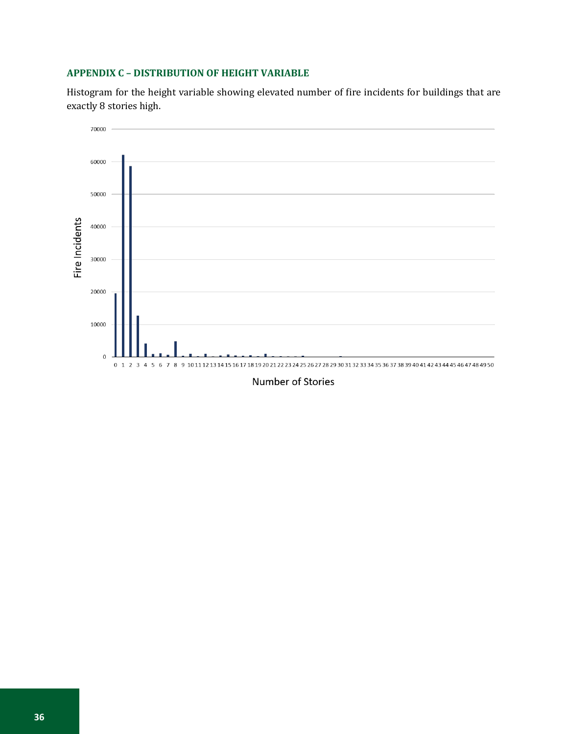## APPENDIX C – DISTRIBUTION OF HEIGHT VARIABLE

Histogram for the height variable showing elevated number of fire incidents for buildings that are exactly 8 stories high.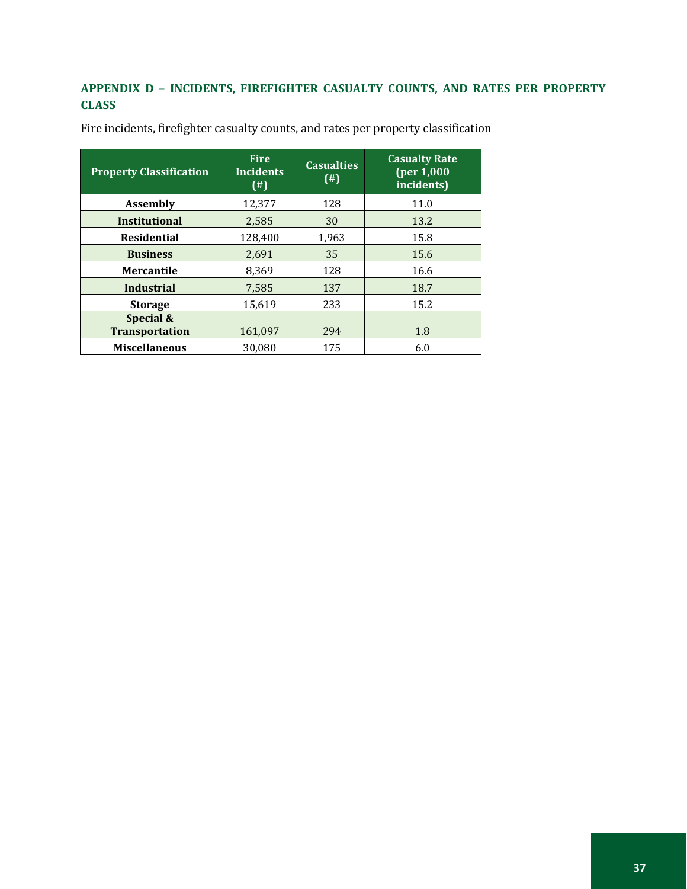## APPENDIX D – INCIDENTS, FIREFIGHTER CASUALTY COUNTS, AND RATES PER PROPERTY CLASS

Fire incidents, firefighter casualty counts, and rates per property classification

| Property Classification | Fire Incidents (#) | Casualties (#) | Casualty Rate (per 1,000 incidents) |
|---|---|---|---|
| **Assembly** | 12,377 | 128 | 11.0 |
| **Institutional** | 2,585 | 30 | 13.2 |
| **Residential** | 128,400 | 1,963 | 15.8 |
| **Business** | 2,691 | 35 | 15.6 |
| **Mercantile** | 8,369 | 128 | 16.6 |
| **Industrial** | 7,585 | 137 | 18.7 |
| **Storage** | 15,619 | 233 | 15.2 |
| **Special & Transportation** | 161,097 | 294 | 1.8 |
| **Miscellaneous** | 30,080 | 175 | 6.0 |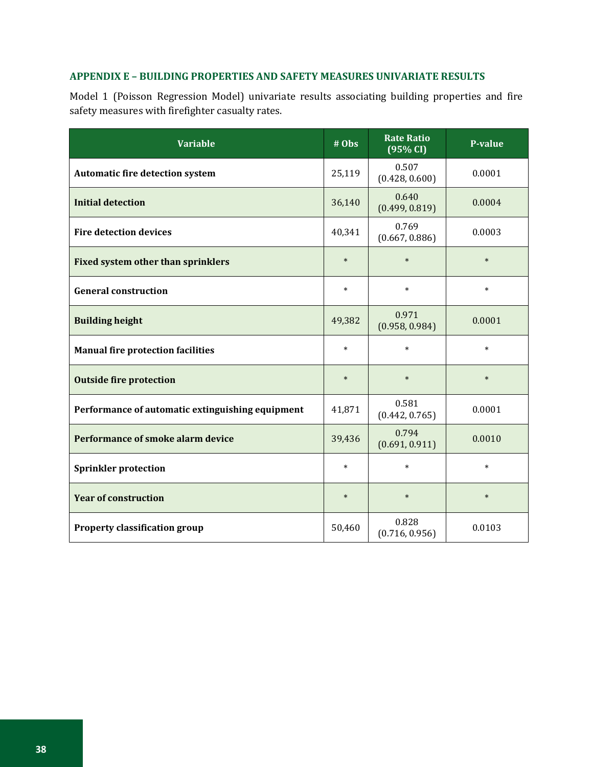## APPENDIX E – BUILDING PROPERTIES AND SAFETY MEASURES UNIVARIATE RESULTS

Model 1 (Poisson Regression Model) univariate results associating building properties and fire safety measures with firefighter casualty rates.

| Variable | # Obs | Rate Ratio (95% CI) | P-value |
|---|---|---|---|
| **Automatic fire detection system** | 25,119 | 0.507 (0.428, 0.600) | 0.0001 |
| **Initial detection** | 36,140 | 0.640 (0.499, 0.819) | 0.0004 |
| **Fire detection devices** | 40,341 | 0.769 (0.667, 0.886) | 0.0003 |
| **Fixed system other than sprinklers** | * | * | * |
| **General construction** | * | * | * |
| **Building height** | 49,382 | 0.971 (0.958, 0.984) | 0.0001 |
| **Manual fire protection facilities** | * | * | * |
| **Outside fire protection** | * | * | * |
| **Performance of automatic extinguishing equipment** | 41,871 | 0.581 (0.442, 0.765) | 0.0001 |
| **Performance of smoke alarm device** | 39,436 | 0.794 (0.691, 0.911) | 0.0010 |
| **Sprinkler protection** | * | * | * |
| **Year of construction** | * | * | * |
| **Property classification group** | 50,460 | 0.828 (0.716, 0.956) | 0.0103 |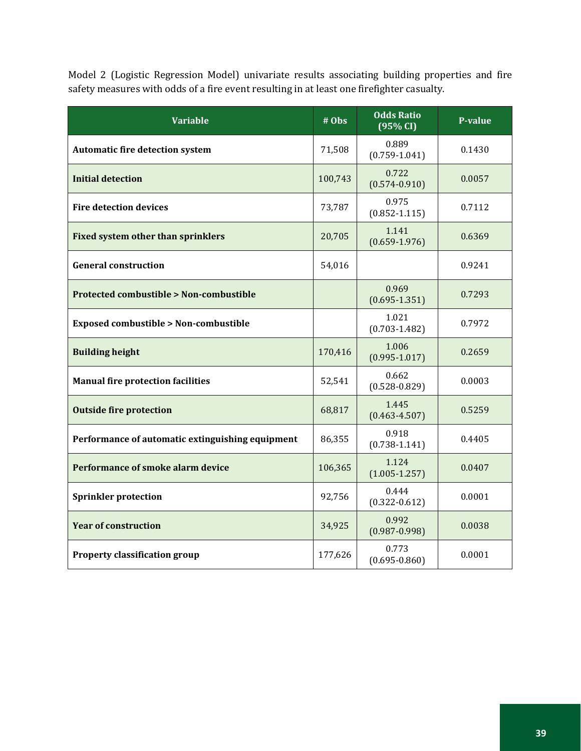Model 2 (Logistic Regression Model) univariate results associating building properties and fire safety measures with odds of a fire event resulting in at least one firefighter casualty.

| Variable | # Obs | Odds Ratio (95% CI) | P-value |
|---|---|---|---|
| **Automatic fire detection system** | 71,508 | 0.889 (0.759-1.041) | 0.1430 |
| **Initial detection** | 100,743 | 0.722 (0.574-0.910) | 0.0057 |
| **Fire detection devices** | 73,787 | 0.975 (0.852-1.115) | 0.7112 |
| **Fixed system other than sprinklers** | 20,705 | 1.141 (0.659-1.976) | 0.6369 |
| **General construction** | 54,016 | | 0.9241 |
| **Protected combustible > Non-combustible** | | 0.969 (0.695-1.351) | 0.7293 |
| **Exposed combustible > Non-combustible** | | 1.021 (0.703-1.482) | 0.7972 |
| **Building height** | 170,416 | 1.006 (0.995-1.017) | 0.2659 |
| **Manual fire protection facilities** | 52,541 | 0.662 (0.528-0.829) | 0.0003 |
| **Outside fire protection** | 68,817 | 1.445 (0.463-4.507) | 0.5259 |
| **Performance of automatic extinguishing equipment** | 86,355 | 0.918 (0.738-1.141) | 0.4405 |
| **Performance of smoke alarm device** | 106,365 | 1.124 (1.005-1.257) | 0.0407 |
| **Sprinkler protection** | 92,756 | 0.444 (0.322-0.612) | 0.0001 |
| **Year of construction** | 34,925 | 0.992 (0.987-0.998) | 0.0038 |
| **Property classification group** | 177,626 | 0.773 (0.695-0.860) | 0.0001 |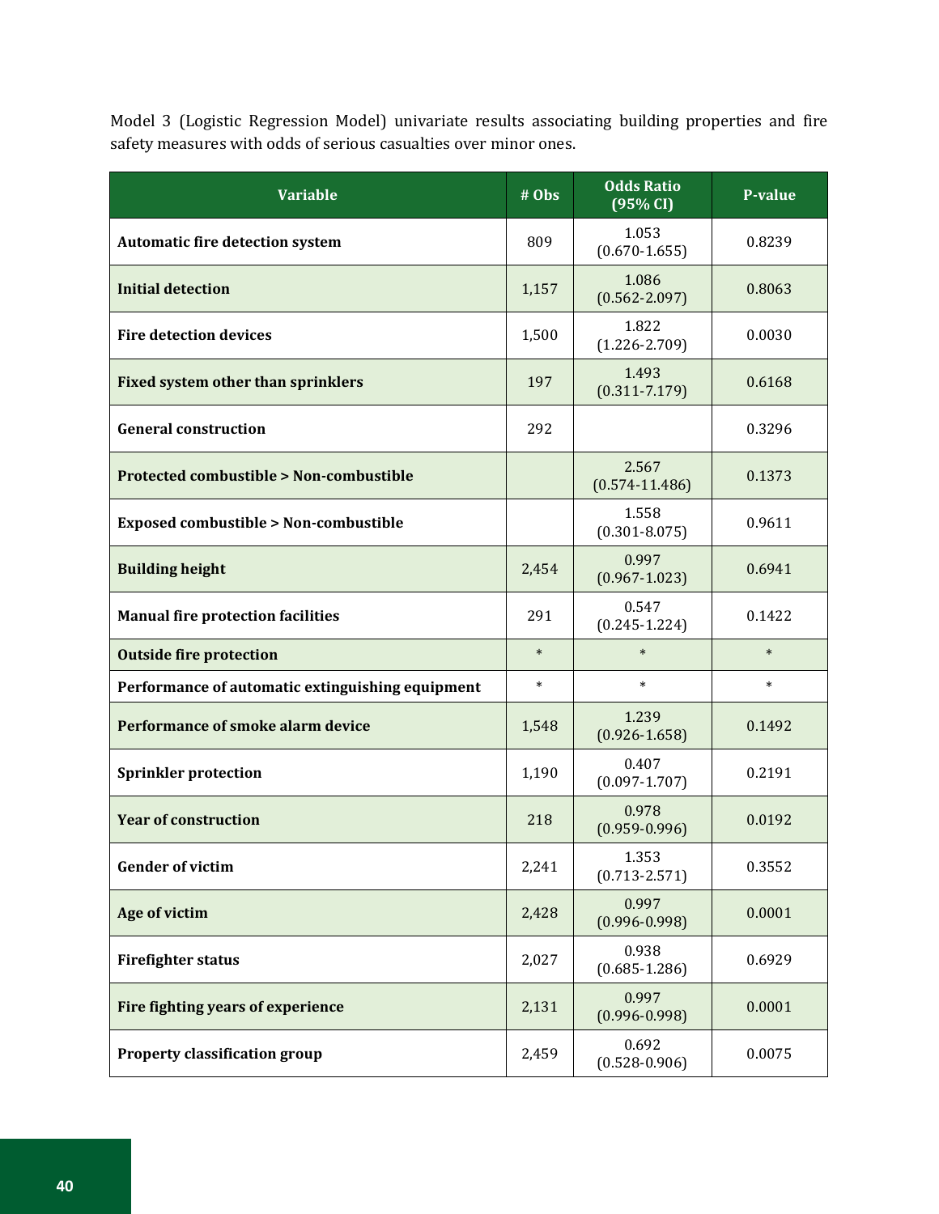Model 3 (Logistic Regression Model) univariate results associating building properties and fire safety measures with odds of serious casualties over minor ones.

| Variable | # Obs | Odds Ratio (95% CI) | P-value |
|---|---|---|---|
| **Automatic fire detection system** | 809 | 1.053 (0.670-1.655) | 0.8239 |
| **Initial detection** | 1,157 | 1.086 (0.562-2.097) | 0.8063 |
| **Fire detection devices** | 1,500 | 1.822 (1.226-2.709) | 0.0030 |
| **Fixed system other than sprinklers** | 197 | 1.493 (0.311-7.179) | 0.6168 |
| **General construction** | 292 | | 0.3296 |
| **Protected combustible > Non-combustible** | | 2.567 (0.574-11.486) | 0.1373 |
| **Exposed combustible > Non-combustible** | | 1.558 (0.301-8.075) | 0.9611 |
| **Building height** | 2,454 | 0.997 (0.967-1.023) | 0.6941 |
| **Manual fire protection facilities** | 291 | 0.547 (0.245-1.224) | 0.1422 |
| **Outside fire protection** | * | * | * |
| **Performance of automatic extinguishing equipment** | * | * | * |
| **Performance of smoke alarm device** | 1,548 | 1.239 (0.926-1.658) | 0.1492 |
| **Sprinkler protection** | 1,190 | 0.407 (0.097-1.707) | 0.2191 |
| **Year of construction** | 218 | 0.978 (0.959-0.996) | 0.0192 |
| **Gender of victim** | 2,241 | 1.353 (0.713-2.571) | 0.3552 |
| **Age of victim** | 2,428 | 0.997 (0.996-0.998) | 0.0001 |
| **Firefighter status** | 2,027 | 0.938 (0.685-1.286) | 0.6929 |
| **Fire fighting years of experience** | 2,131 | 0.997 (0.996-0.998) | 0.0001 |
| **Property classification group** | 2,459 | 0.692 (0.528-0.906) | 0.0075 |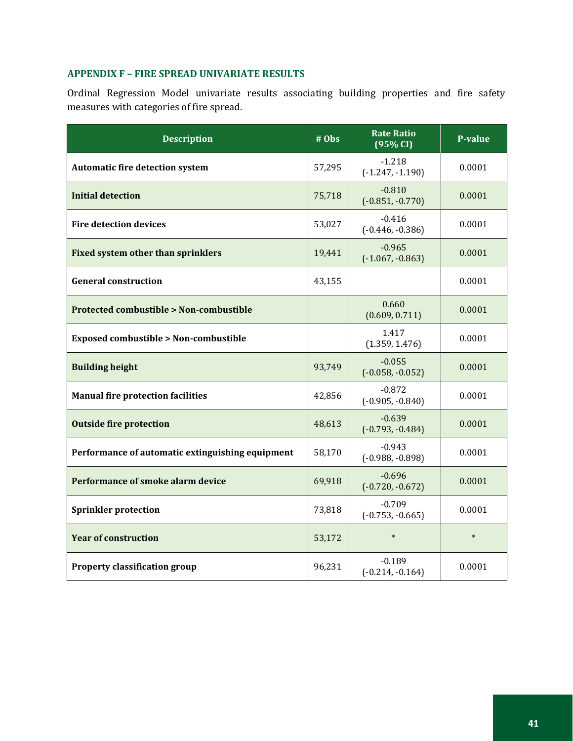### APPENDIX F – FIRE SPREAD UNIVARIATE RESULTS

Ordinal Regression Model univariate results associating building properties and fire safety measures with categories of fire spread.

| Description | # Obs | Rate Ratio (95% CI) | P-value |
|---|---|---|---|
| **Automatic fire detection system** | 57,295 | -1.218 (-1.247, -1.190) | 0.0001 |
| **Initial detection** | 75,718 | -0.810 (-0.851, -0.770) | 0.0001 |
| **Fire detection devices** | 53,027 | -0.416 (-0.446, -0.386) | 0.0001 |
| **Fixed system other than sprinklers** | 19,441 | -0.965 (-1.067, -0.863) | 0.0001 |
| **General construction** | 43,155 | | 0.0001 |
| **Protected combustible > Non-combustible** | | 0.660 (0.609, 0.711) | 0.0001 |
| **Exposed combustible > Non-combustible** | | 1.417 (1.359, 1.476) | 0.0001 |
| **Building height** | 93,749 | -0.055 (-0.058, -0.052) | 0.0001 |
| **Manual fire protection facilities** | 42,856 | -0.872 (-0.905, -0.840) | 0.0001 |
| **Outside fire protection** | 48,613 | -0.639 (-0.793, -0.484) | 0.0001 |
| **Performance of automatic extinguishing equipment** | 58,170 | -0.943 (-0.988, -0.898) | 0.0001 |
| **Performance of smoke alarm device** | 69,918 | -0.696 (-0.720, -0.672) | 0.0001 |
| **Sprinkler protection** | 73,818 | -0.709 (-0.753, -0.665) | 0.0001 |
| **Year of construction** | 53,172 | * | * |
| **Property classification group** | 96,231 | -0.189 (-0.214, -0.164) | 0.0001 |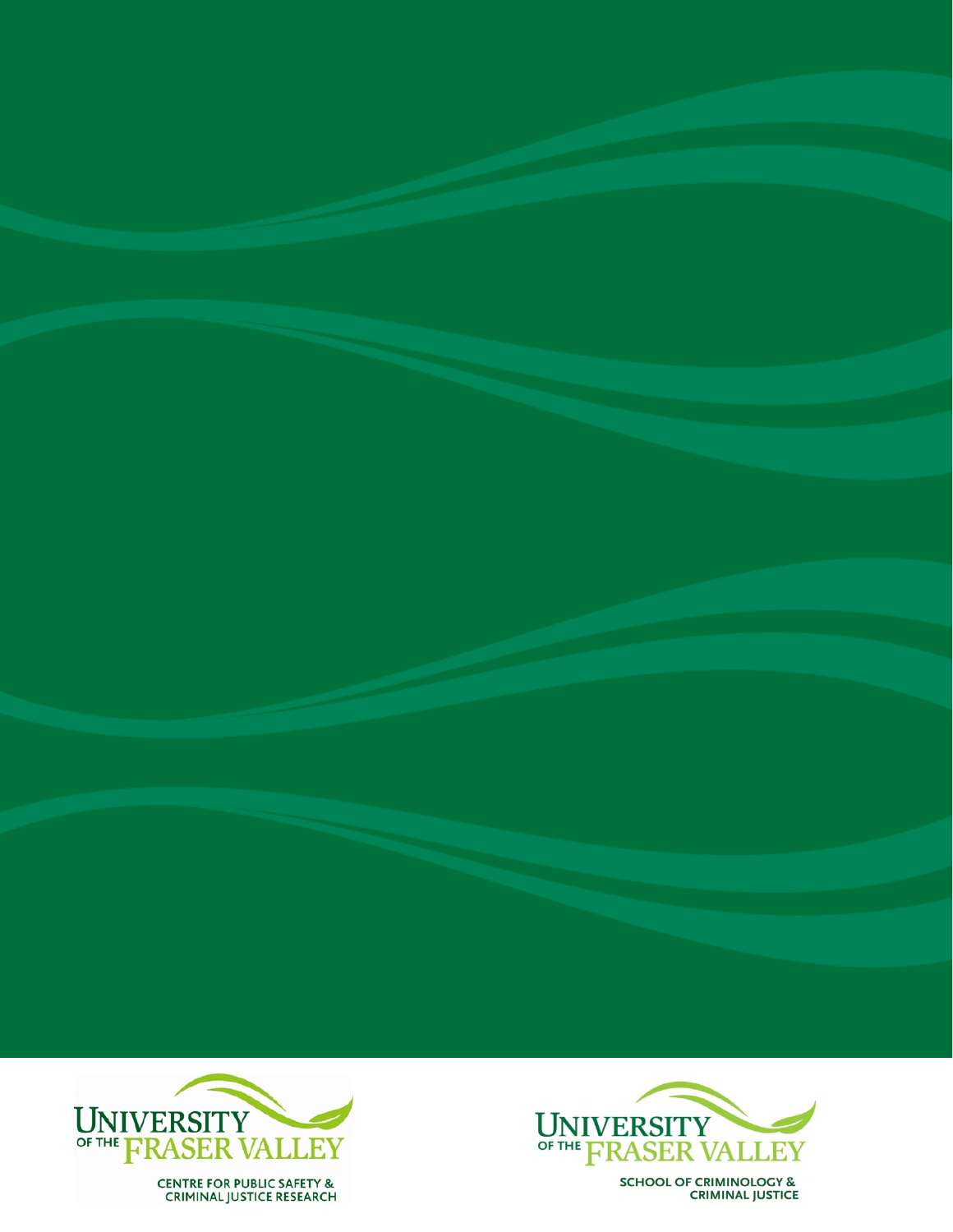UNIVERSITY OF THE FRASER VALLEY

CENTRE FOR PUBLIC SAFETY & CRIMINAL JUSTICE RESEARCH

UNIVERSITY OF THE FRASER VALLEY

SCHOOL OF CRIMINOLOGY & CRIMINAL JUSTICE